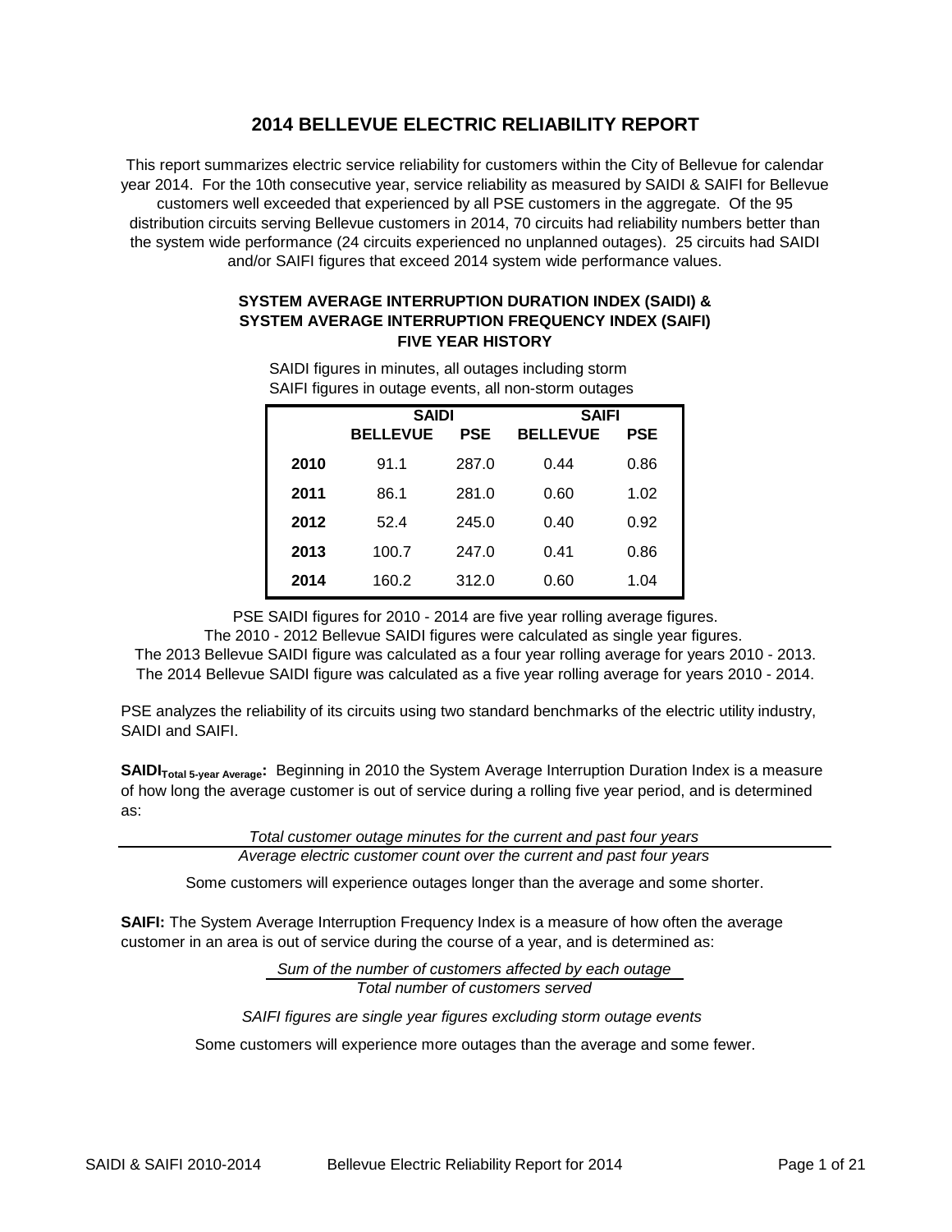# 2014 BELLEVUE ELECTRIC RELIABILITY REPORT

This report summarizes electric service reliability for customers within the City of Bellevue for calendar year 2014. For the 10th consecutive year, service reliability as measured by SAIDI & SAIFI for Bellevue customers well exceeded that experienced by all PSE customers in the aggregate. Of the 95 distribution circuits serving Bellevue customers in 2014, 70 circuits had reliability numbers better than the system wide performance (24 circuits experienced no unplanned outages). 25 circuits had SAIDI and/or SAIFI figures that exceed 2014 system wide performance values.

### SYSTEM AVERAGE INTERRUPTION DURATION INDEX (SAIDI) & SYSTEM AVERAGE INTERRUPTION FREQUENCY INDEX (SAIFI) FIVE YEAR HISTORY

SAIDI figures in minutes, all outages including storm
SAIFI figures in outage events, all non-storm outages

| | SAIDI | | SAIFI | |
|---|---|---|---|---|
| | **BELLEVUE** | **PSE** | **BELLEVUE** | **PSE** |
| **2010** | 91.1 | 287.0 | 0.44 | 0.86 |
| **2011** | 86.1 | 281.0 | 0.60 | 1.02 |
| **2012** | 52.4 | 245.0 | 0.40 | 0.92 |
| **2013** | 100.7 | 247.0 | 0.41 | 0.86 |
| **2014** | 160.2 | 312.0 | 0.60 | 1.04 |

PSE SAIDI figures for 2010 - 2014 are five year rolling average figures.
The 2010 - 2012 Bellevue SAIDI figures were calculated as single year figures.
The 2013 Bellevue SAIDI figure was calculated as a four year rolling average for years 2010 - 2013.
The 2014 Bellevue SAIDI figure was calculated as a five year rolling average for years 2010 - 2014.

PSE analyzes the reliability of its circuits using two standard benchmarks of the electric utility industry, SAIDI and SAIFI.

**$SAIDI_{Total\ 5\text{-}year\ Average}$:** Beginning in 2010 the System Average Interruption Duration Index is a measure of how long the average customer is out of service during a rolling five year period, and is determined as:

$$\frac{\textit{Total customer outage minutes for the current and past four years}}{\textit{Average electric customer count over the current and past four years}}$$

Some customers will experience outages longer than the average and some shorter.

**SAIFI:** The System Average Interruption Frequency Index is a measure of how often the average customer in an area is out of service during the course of a year, and is determined as:

$$\frac{\textit{Sum of the number of customers affected by each outage}}{\textit{Total number of customers served}}$$

*SAIFI figures are single year figures excluding storm outage events*

Some customers will experience more outages than the average and some fewer.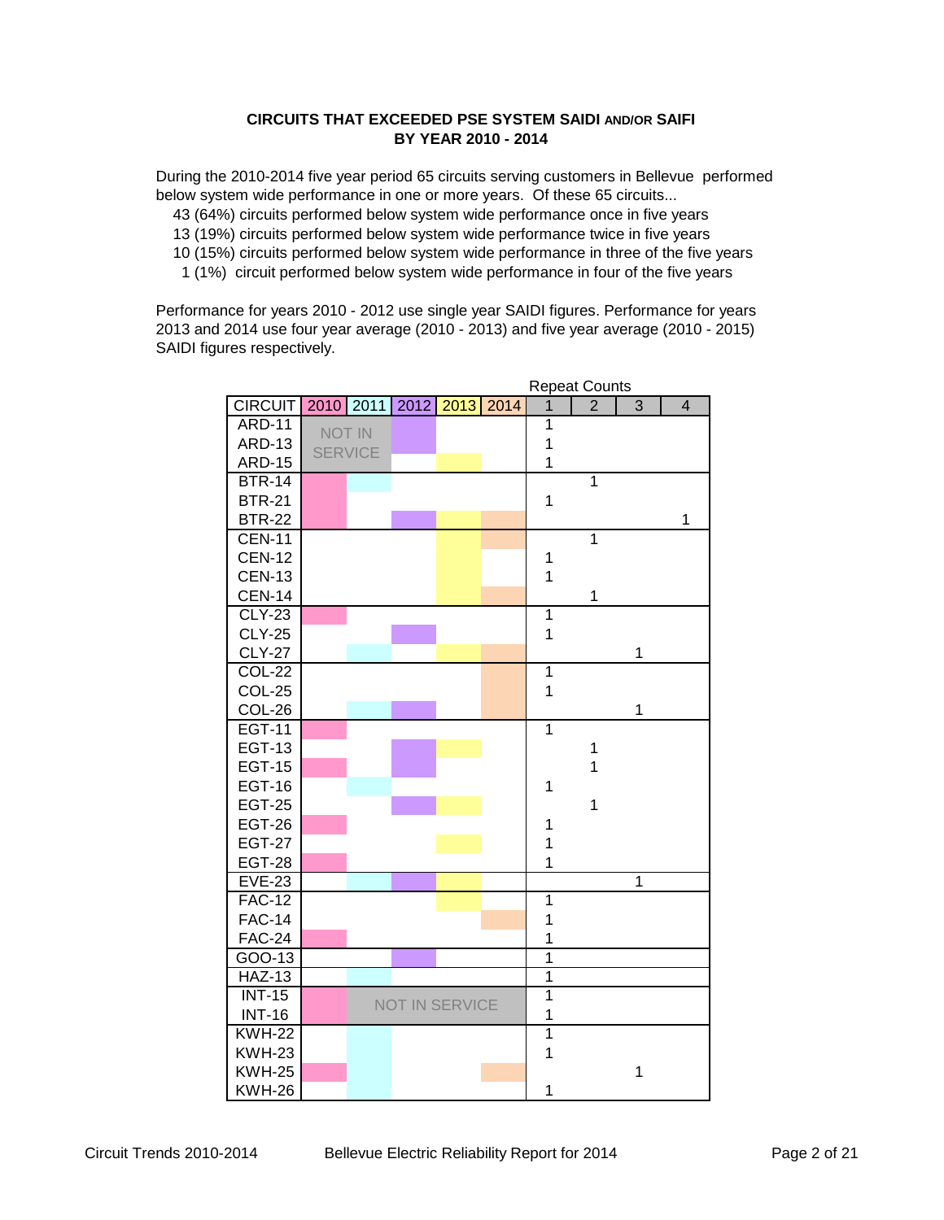**CIRCUITS THAT EXCEEDED PSE SYSTEM SAIDI AND/OR SAIFI**
**BY YEAR 2010 - 2014**

During the 2010-2014 five year period 65 circuits serving customers in Bellevue performed below system wide performance in one or more years. Of these 65 circuits...

- 43 (64%) circuits performed below system wide performance once in five years
- 13 (19%) circuits performed below system wide performance twice in five years
- 10 (15%) circuits performed below system wide performance in three of the five years
- 1 (1%) circuit performed below system wide performance in four of the five years

Performance for years 2010 - 2012 use single year SAIDI figures. Performance for years 2013 and 2014 use four year average (2010 - 2013) and five year average (2010 - 2015) SAIDI figures respectively.

| | | | | | | Repeat Counts | | | |
|---|---|---|---|---|---|---|---|---|---|
| CIRCUIT | 2010 | 2011 | 2012 | 2013 | 2014 | 1 | 2 | 3 | 4 |
| ARD-11 | NOT IN SERVICE | NOT IN SERVICE | X | | | 1 | | | |
| ARD-13 | NOT IN SERVICE | NOT IN SERVICE | X | | | 1 | | | |
| ARD-15 | NOT IN SERVICE | NOT IN SERVICE | | X | | 1 | | | |
| BTR-14 | X | X | | | | | 1 | | |
| BTR-21 | X | | | | | 1 | | | |
| BTR-22 | X | | X | X | X | | | | 1 |
| CEN-11 | | | | X | X | | 1 | | |
| CEN-12 | | | | X | | 1 | | | |
| CEN-13 | | | | X | | 1 | | | |
| CEN-14 | | | | X | X | | 1 | | |
| CLY-23 | X | | | | | 1 | | | |
| CLY-25 | | | X | | | 1 | | | |
| CLY-27 | | X | | X | X | | | 1 | |
| COL-22 | | | | | X | 1 | | | |
| COL-25 | | | | | X | 1 | | | |
| COL-26 | | X | X | | X | | | 1 | |
| EGT-11 | X | | | | | 1 | | | |
| EGT-13 | | | X | X | | | 1 | | |
| EGT-15 | X | | X | | | | 1 | | |
| EGT-16 | | X | | | | 1 | | | |
| EGT-25 | | | X | X | | | 1 | | |
| EGT-26 | X | | | | | 1 | | | |
| EGT-27 | | | | X | | 1 | | | |
| EGT-28 | X | | | | | 1 | | | |
| EVE-23 | | X | X | X | | | | 1 | |
| FAC-12 | | | | X | | 1 | | | |
| FAC-14 | | | | | X | 1 | | | |
| FAC-24 | X | | | | | 1 | | | |
| GOO-13 | | | X | | | 1 | | | |
| HAZ-13 | | X | | | | 1 | | | |
| INT-15 | X | NOT IN SERVICE | NOT IN SERVICE | NOT IN SERVICE | NOT IN SERVICE | 1 | | | |
| INT-16 | X | NOT IN SERVICE | NOT IN SERVICE | NOT IN SERVICE | NOT IN SERVICE | 1 | | | |
| KWH-22 | | X | | | | 1 | | | |
| KWH-23 | | X | | | | 1 | | | |
| KWH-25 | X | X | | | X | | | 1 | |
| KWH-26 | | X | | | | 1 | | | |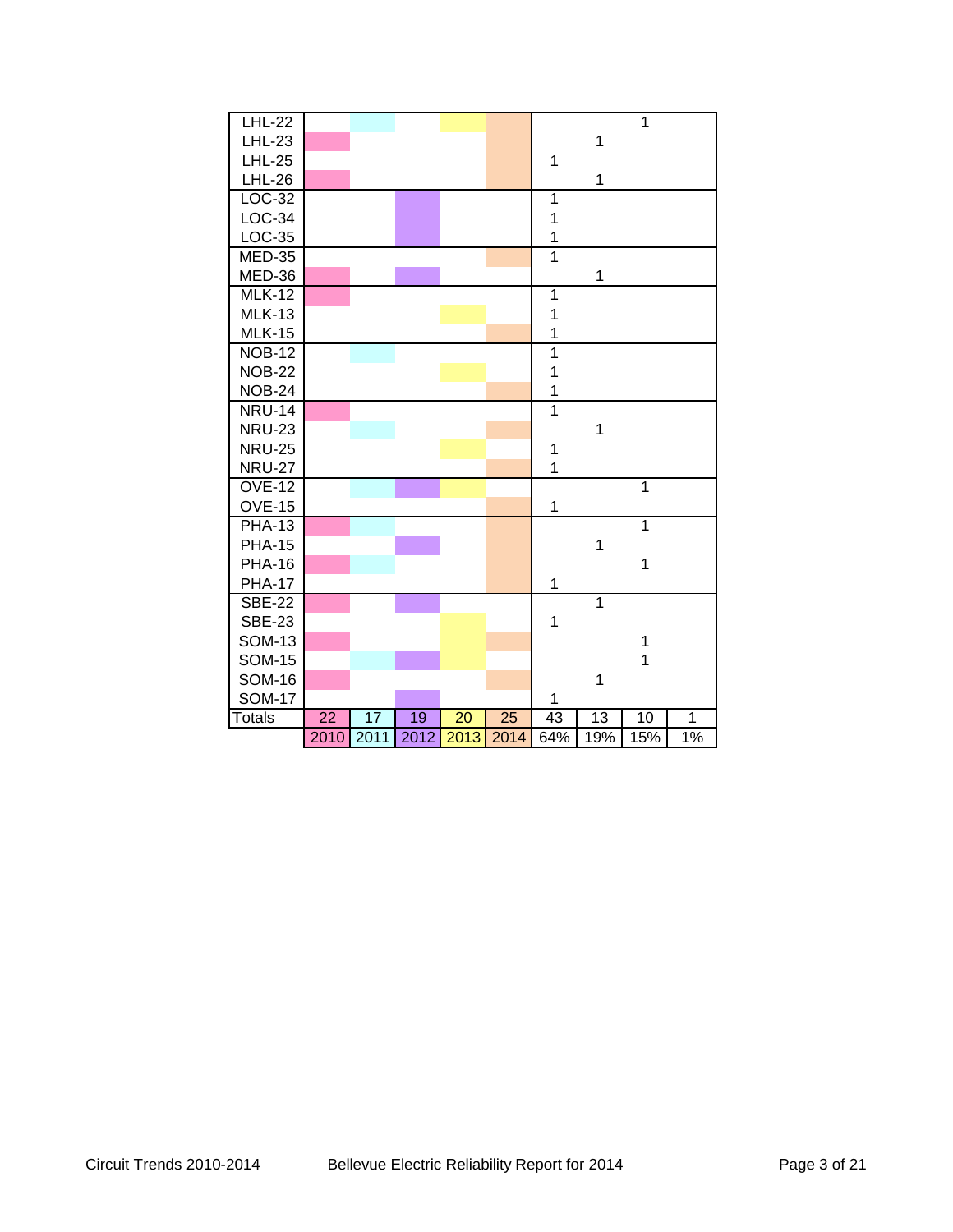| | | | | | | | | | |
|---|---|---|---|---|---|---|---|---|---|
| LHL-22 | | | | | | | | 1 | |
| LHL-23 | | | | | | | 1 | | |
| LHL-25 | | | | | | 1 | | | |
| LHL-26 | | | | | | | 1 | | |
| LOC-32 | | | | | | 1 | | | |
| LOC-34 | | | | | | 1 | | | |
| LOC-35 | | | | | | 1 | | | |
| MED-35 | | | | | | 1 | | | |
| MED-36 | | | | | | | 1 | | |
| MLK-12 | | | | | | 1 | | | |
| MLK-13 | | | | | | 1 | | | |
| MLK-15 | | | | | | 1 | | | |
| NOB-12 | | | | | | 1 | | | |
| NOB-22 | | | | | | 1 | | | |
| NOB-24 | | | | | | 1 | | | |
| NRU-14 | | | | | | 1 | | | |
| NRU-23 | | | | | | | 1 | | |
| NRU-25 | | | | | | 1 | | | |
| NRU-27 | | | | | | 1 | | | |
| OVE-12 | | | | | | | | 1 | |
| OVE-15 | | | | | | 1 | | | |
| PHA-13 | | | | | | | | 1 | |
| PHA-15 | | | | | | | 1 | | |
| PHA-16 | | | | | | | | 1 | |
| PHA-17 | | | | | | 1 | | | |
| SBE-22 | | | | | | | 1 | | |
| SBE-23 | | | | | | 1 | | | |
| SOM-13 | | | | | | | | 1 | |
| SOM-15 | | | | | | | | 1 | |
| SOM-16 | | | | | | | 1 | | |
| SOM-17 | | | | | | 1 | | | |
| Totals | 22 | 17 | 19 | 20 | 25 | 43 | 13 | 10 | 1 |
| | 2010 | 2011 | 2012 | 2013 | 2014 | 64% | 19% | 15% | 1% |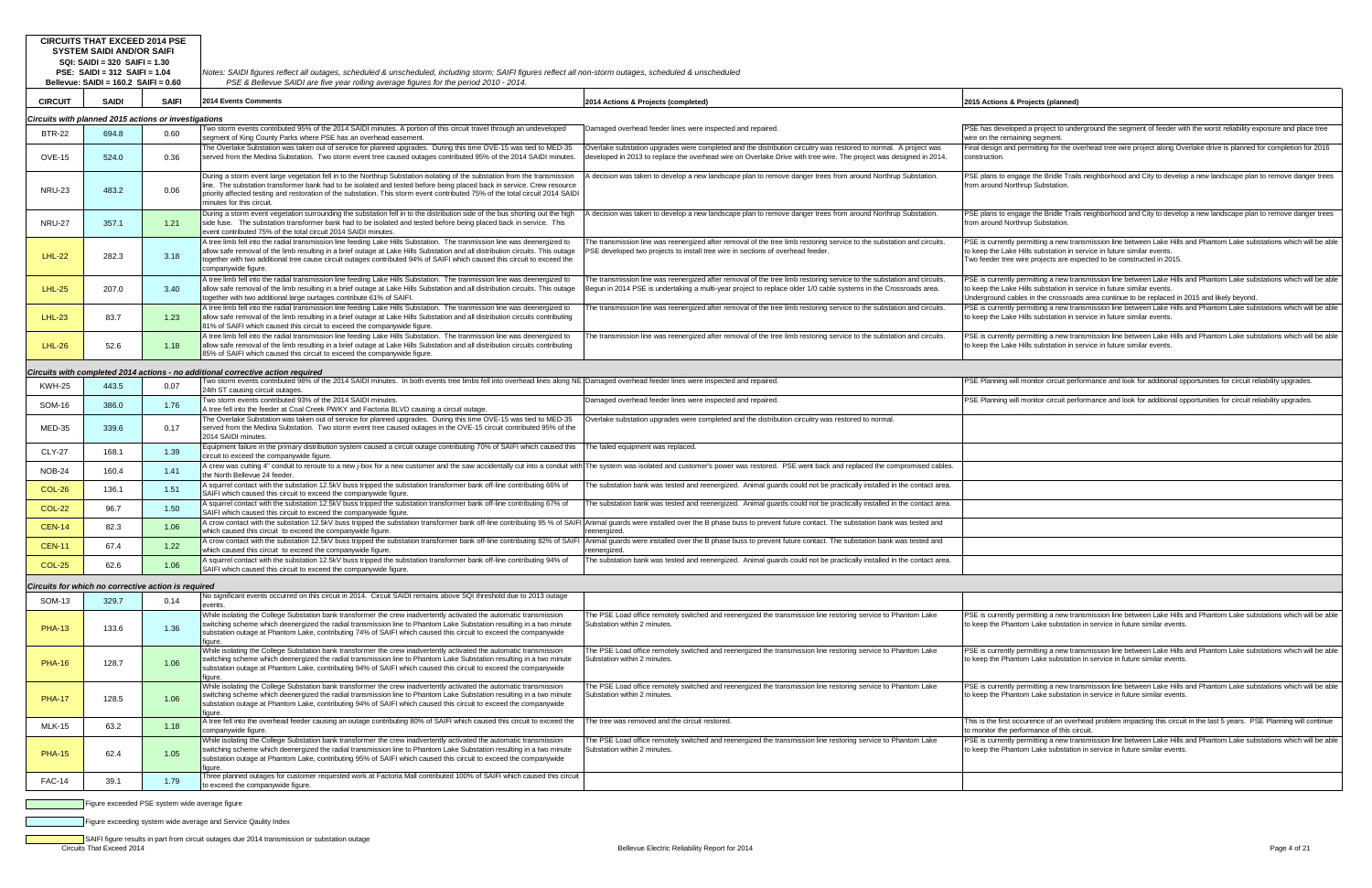**CIRCUITS THAT EXCEED 2014 PSE SYSTEM SAIDI AND/OR SAIFI**
**SQI: SAIDI = 320 SAIFI = 1.30**
**PSE: SAIDI = 312 SAIFI = 1.04**
**Bellevue: SAIDI = 160.2 SAIDI = 0.60**

*Notes: SAIDI figures reflect all outages, scheduled & unscheduled, including storm; SAIFI figures reflect all non-storm outages, scheduled & unscheduled*
*PSE & Bellevue SAIDI are five year rolling average figures for the period 2010 - 2014.*

| CIRCUIT | SAIDI | SAIFI | 2014 Events Comments | 2014 Actions & Projects (completed) | 2015 Actions & Projects (planned) |
|---|---|---|---|---|---|
| *Circuits with planned 2015 actions or investigations* | | | | | |
| BTR-22 | 694.8 | 0.60 | Two storm events contributed 95% of the 2014 SAIDI minutes. A portion of this circuit travel through an undeveloped segment of King County Parks where PSE has an overhead easement. | Damaged overhead feeder lines were inspected and repaired. | PSE has developed a project to underground the segment of feeder with the worst reliability exposure and place tree wire on the remaining segment. |
| OVE-15 | 524.0 | 0.36 | The Overlake Substation was taken out of service for planned upgrades. During this time OVE-15 was tied to MED-35 served from the Medina Substation. Two storm event tree caused outages contributed 95% of the 2014 SAIDI minutes. | Overlake substation upgrades were completed and the distribution circuitry was restored to normal. A project was developed in 2013 to replace the overhead wire on Overlake Drive with tree wire. The project was designed in 2014. | Final design and permitting for the overhead tree wire project along Overlake drive is planned for completion for 2016 construction. |
| NRU-23 | 483.2 | 0.06 | During a storm event large vegetation fell in to the Northrup Substation isolating of the substation from the transmission line. The substation transformer bank had to be isolated and tested before being placed back in service. Crew resource priority affected testing and restoration of the substation. This storm event contributed 75% of the total circuit 2014 SAIDI minutes for this circuit. | A decision was taken to develop a new landscape plan to remove danger trees from around Northrup Substation. | PSE plans to engage the Bridle Trails neighborhood and City to develop a new landscape plan to remove danger trees from around Northrup Substation. |
| NRU-27 | 357.1 | 1.21 | During a storm event vegetation surrounding the substation fell in to the distribution side of the bus shorting out the high side fuse. The substation transformer bank had to be isolated and tested before being placed back in service. This event contributed 75% of the total circuit 2014 SAIDI minutes. | A decision was taken to develop a new landscape plan to remove danger trees from around Northrup Substation. | PSE plans to engage the Bridle Trails neighborhood and City to develop a new landscape plan to remove danger trees from around Northrup Substation. |
| LHL-22 | 282.3 | 3.18 | A tree limb fell into the radial transmission line feeding Lake Hills Substation. The tranmission line was deenergized to allow safe removal of the limb resulting in a brief outage at Lake Hills Substation and all distribution circuits. This outage together with two additional tree cause circuit outages contributed 94% of SAIFI which caused this circuit to exceed the companywide figure. | The transmission line was reenergized after removal of the tree limb restoring service to the substation and circuits. PSE developed two projects to install tree wire in sections of overhead feeder. | PSE is currently permitting a new transmission line between Lake Hills and Phantom Lake substations which will be able to keep the Lake Hills substation in service in future similar events.<br>Two feeder tree wire projects are expected to be constructed in 2015. |
| LHL-25 | 207.0 | 3.40 | A tree limb fell into the radial transmission line feeding Lake Hills Substation. The tranmission line was deenergized to allow safe removal of the limb resulting in a brief outage at Lake Hills Substation and all distribution circuits. This outage together with two additional large ourtages contribute 61% of SAIFI. | The transmission line was reenergized after removal of the tree limb restoring service to the substation and circuits. Begun in 2014 PSE is undertaking a multi-year project to replace older 1/0 cable systems in the Crossroads area. | PSE is currently permitting a new transmission line between Lake Hills and Phantom Lake substations which will be able to keep the Lake Hills substation in service in future similar events.<br>Underground cables in the crossroads area continue to be replaced in 2015 and likely beyond. |
| LHL-23 | 83.7 | 1.23 | A tree limb fell into the radial transmission line feeding Lake Hills Substation. The tranmission line was deenergized to allow safe removal of the limb resulting in a brief outage at Lake Hills Substation and all distribution circuits contributing 81% of SAIFI which caused this circuit to exceed the companywide figure. | The transmission line was reenergized after removal of the tree limb restoring service to the substation and circuits. | PSE is currently permitting a new transmission line between Lake Hills and Phantom Lake substations which will be able to keep the Lake Hills substation in service in future similar events. |
| LHL-26 | 52.6 | 1.18 | A tree limb fell into the radial transmission line feeding Lake Hills Substation. The tranmission line was deenergized to allow safe removal of the limb resulting in a brief outage at Lake Hills Substation and all distribution circuits contributing 85% of SAIFI which caused this circuit to exceed the companywide figure. | The transmission line was reenergized after removal of the tree limb restoring service to the substation and circuits. | PSE is currently permitting a new transmission line between Lake Hills and Phantom Lake substations which will be able to keep the Lake Hills substation in service in future similar events. |
| *Circuits with completed 2014 actions - no additional corrective action required* | | | | | |
| KWH-25 | 443.5 | 0.07 | Two storm events contributed 98% of the 2014 SAIDI minutes. In both events tree limbs fell into overhead lines along NE 24th ST causing circuit outages. | Damaged overhead feeder lines were inspected and repaired. | PSE Planning will monitor circuit performance and look for additional opportunities for circuit reliability upgrades. |
| SOM-16 | 386.0 | 1.76 | Two storm events contributed 93% of the 2014 SAIDI minutes.<br>A tree fell into the feeder at Coal Creek PWKY and Factoria BLVD causing a circuit outage. | Damaged overhead feeder lines were inspected and repaired. | PSE Planning will monitor circuit performance and look for additional opportunities for circuit reliability upgrades. |
| MED-35 | 339.6 | 0.17 | The Overlake Substation was taken out of service for planned upgrades. During this time OVE-15 was tied to MED-35 served from the Medina Substation. Two storm event tree caused outages in the OVE-15 circuit contributed 95% of the 2014 SAIDI minutes. | Overlake substation upgrades were completed and the distribution circuitry was restored to normal. | |
| CLY-27 | 168.1 | 1.39 | Equipment failure in the primary distribution system caused a circuit outage contributing 70% of SAIFI which caused this circuit to exceed the companywide figure. | The failed equipment was replaced. | |
| NOB-24 | 160.4 | 1.41 | A crew was cutting 4" conduit to reroute to a new j-box for a new customer and the saw accidentally cut into a conduit with the North Bellevue 24 feeder. | The system was isolated and customer's power was restored. PSE went back and replaced the compromised cables. | |
| COL-26 | 136.1 | 1.51 | A squirrel contact with the substation 12.5kV buss tripped the substation transformer bank off-line contributing 66% of SAIFI which caused this circuit to exceed the companywide figure. | The substation bank was tested and reenergized. Animal guards could not be practically installed in the contact area. | |
| COL-22 | 96.7 | 1.50 | A squirrel contact with the substation 12.5kV buss tripped the substation transformer bank off-line contributing 67% of SAIFI which caused this circuit to exceed the companywide figure. | The substation bank was tested and reenergized. Animal guards could not be practically installed in the contact area. | |
| CEN-14 | 82.3 | 1.06 | A crow contact with the substation 12.5kV buss tripped the substation transformer bank off-line contributing 95 % of SAIFI which caused this circuit to exceed the companywide figure. | Animal guards were installed over the B phase buss to prevent future contact. The substation bank was tested and reenergized. | |
| CEN-11 | 67.4 | 1.22 | A crow contact with the substation 12.5kV buss tripped the substation transformer bank off-line contributing 82% of SAIFI which caused this circuit to exceed the companywide figure. | Animal guards were installed over the B phase buss to prevent future contact. The substation bank was tested and reenergized. | |
| COL-25 | 62.6 | 1.06 | A squirrel contact with the substation 12.5kV buss tripped the substation transformer bank off-line contributing 94% of SAIFI which caused this circuit to exceed the companywide figure. | The substation bank was tested and reenergized. Animal guards could not be practically installed in the contact area. | |
| *Circuits for which no corrective action is required* | | | | | |
| SOM-13 | 329.7 | 0.14 | No significant events occurred on this circuit in 2014. Circuit SAIDI remains above SQI threshold due to 2013 outage events. | | |
| PHA-13 | 133.6 | 1.36 | While isolating the College Substation bank transformer the crew inadvertently activated the automatic transmission switching scheme which deenergized the radial transmission line to Phantom Lake Substation resulting in a two minute substation outage at Phantom Lake, contributing 74% of SAIFI which caused this circuit to exceed the companywide figure. | The PSE Load office remotely switched and reenergized the transmission line restoring service to Phantom Lake Substation within 2 minutes. | PSE is currently permitting a new transmission line between Lake Hills and Phantom Lake substations which will be able to keep the Phantom Lake substation in service in future similar events. |
| PHA-16 | 128.7 | 1.06 | While isolating the College Substation bank transformer the crew inadvertently activated the automatic transmission switching scheme which deenergized the radial transmission line to Phantom Lake Substation resulting in a two minute substation outage at Phantom Lake, contributing 94% of SAIFI which caused this circuit to exceed the companywide figure. | The PSE Load office remotely switched and reenergized the transmission line restoring service to Phantom Lake Substation within 2 minutes. | PSE is currently permitting a new transmission line between Lake Hills and Phantom Lake substations which will be able to keep the Phantom Lake substation in service in future similar events. |
| PHA-17 | 128.5 | 1.06 | While isolating the College Substation bank transformer the crew inadvertently activated the automatic transmission switching scheme which deenergized the radial transmission line to Phantom Lake Substation resulting in a two minute substation outage at Phantom Lake, contributing 94% of SAIFI which caused this circuit to exceed the companywide figure. | The PSE Load office remotely switched and reenergized the transmission line restoring service to Phantom Lake Substation within 2 minutes. | PSE is currently permitting a new transmission line between Lake Hills and Phantom Lake substations which will be able to keep the Phantom Lake substation in service in future similar events. |
| MLK-15 | 63.2 | 1.18 | A tree fell into the overhead feeder causing an outage contributing 80% of SAIFI which caused this circuit to exceed the companywide figure. | The tree was removed and the circuit restored. | This is the first occurence of an overhead problem impacting this circuit in the last 5 years. PSE Planning will continue to monitor the performance of this circuit. |
| PHA-15 | 62.4 | 1.05 | While isolating the College Substation bank transformer the crew inadvertently activated the automatic transmission switching scheme which deenergized the radial transmission line to Phantom Lake Substation resulting in a two minute substation outage at Phantom Lake, contributing 95% of SAIFI which caused this circuit to exceed the companywide figure. | The PSE Load office remotely switched and reenergized the transmission line restoring service to Phantom Lake Substation within 2 minutes. | PSE is currently permitting a new transmission line between Lake Hills and Phantom Lake substations which will be able to keep the Phantom Lake substation in service in future similar events. |
| FAC-14 | 39.1 | 1.79 | Three planned outages for customer requested work at Factoria Mall contributed 100% of SAIFI which caused this circuit to exceed the companywide figure. | | |

Figure exceeded PSE system wide average figure

Figure exceeding system wide average and Service Qaulity Index

SAIFI figure results in part from circuit outages due 2014 transmission or substation outage

Circuits That Exceed 2014

Bellevue Electric Reliability Report for 2014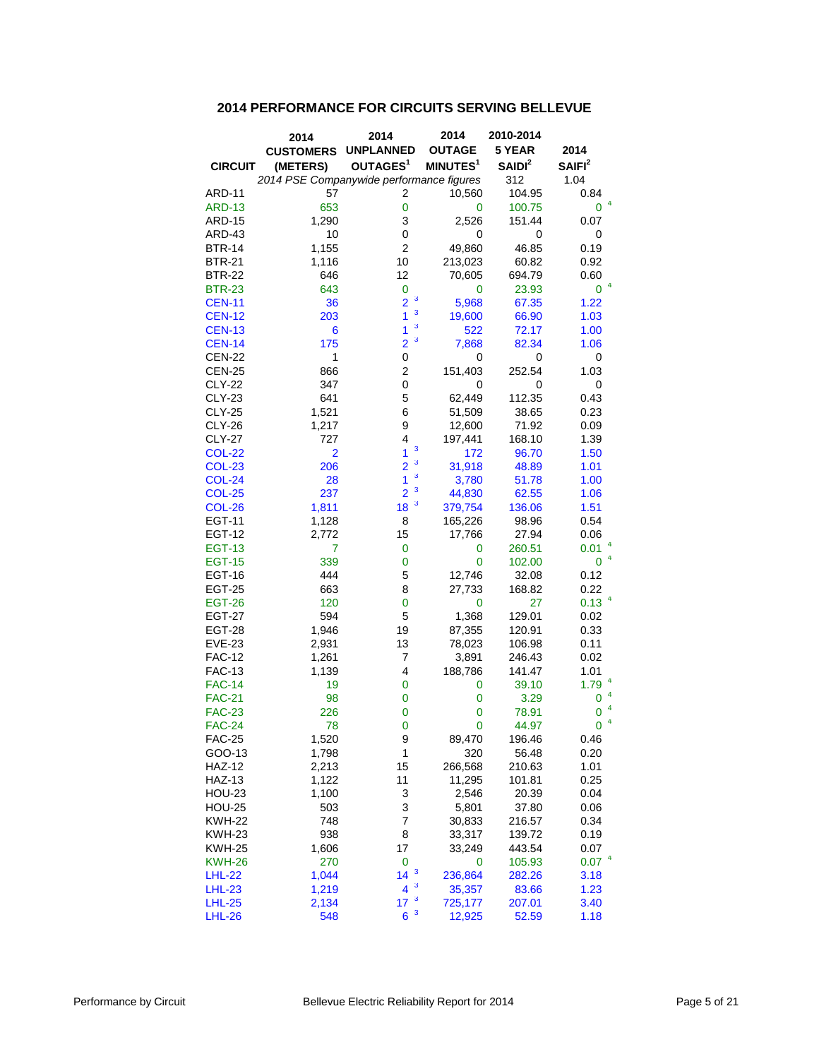## 2014 PERFORMANCE FOR CIRCUITS SERVING BELLEVUE

| CIRCUIT | 2014 CUSTOMERS (METERS) | 2014 UNPLANNED OUTAGES[1] | 2014 OUTAGE MINUTES[1] | 2010-2014 5 YEAR SAIDI[2] | 2014 SAIFI[2] |
|---|---|---|---|---|---|
| | *2014 PSE Companywide performance figures* | | | 312 | 1.04 |
| ARD-11 | 57 | 2 | 10,560 | 104.95 | 0.84 |
| ARD-13 | 653 | 0 | 0 | 100.75 | 0 [4] |
| ARD-15 | 1,290 | 3 | 2,526 | 151.44 | 0.07 |
| ARD-43 | 10 | 0 | 0 | 0 | 0 |
| BTR-14 | 1,155 | 2 | 49,860 | 46.85 | 0.19 |
| BTR-21 | 1,116 | 10 | 213,023 | 60.82 | 0.92 |
| BTR-22 | 646 | 12 | 70,605 | 694.79 | 0.60 |
| BTR-23 | 643 | 0 | 0 | 23.93 | 0 [4] |
| CEN-11 | 36 | 2 [3] | 5,968 | 67.35 | 1.22 |
| CEN-12 | 203 | 1 [3] | 19,600 | 66.90 | 1.03 |
| CEN-13 | 6 | 1 [3] | 522 | 72.17 | 1.00 |
| CEN-14 | 175 | 2 [3] | 7,868 | 82.34 | 1.06 |
| CEN-22 | 1 | 0 | 0 | 0 | 0 |
| CEN-25 | 866 | 2 | 151,403 | 252.54 | 1.03 |
| CLY-22 | 347 | 0 | 0 | 0 | 0 |
| CLY-23 | 641 | 5 | 62,449 | 112.35 | 0.43 |
| CLY-25 | 1,521 | 6 | 51,509 | 38.65 | 0.23 |
| CLY-26 | 1,217 | 9 | 12,600 | 71.92 | 0.09 |
| CLY-27 | 727 | 4 | 197,441 | 168.10 | 1.39 |
| COL-22 | 2 | 1 [3] | 172 | 96.70 | 1.50 |
| COL-23 | 206 | 2 [3] | 31,918 | 48.89 | 1.01 |
| COL-24 | 28 | 1 [3] | 3,780 | 51.78 | 1.00 |
| COL-25 | 237 | 2 [3] | 44,830 | 62.55 | 1.06 |
| COL-26 | 1,811 | 18 [3] | 379,754 | 136.06 | 1.51 |
| EGT-11 | 1,128 | 8 | 165,226 | 98.96 | 0.54 |
| EGT-12 | 2,772 | 15 | 17,766 | 27.94 | 0.06 |
| EGT-13 | 7 | 0 | 0 | 260.51 | 0.01 [4] |
| EGT-15 | 339 | 0 | 0 | 102.00 | 0 [4] |
| EGT-16 | 444 | 5 | 12,746 | 32.08 | 0.12 |
| EGT-25 | 663 | 8 | 27,733 | 168.82 | 0.22 |
| EGT-26 | 120 | 0 | 0 | 27 | 0.13 [4] |
| EGT-27 | 594 | 5 | 1,368 | 129.01 | 0.02 |
| EGT-28 | 1,946 | 19 | 87,355 | 120.91 | 0.33 |
| EVE-23 | 2,931 | 13 | 78,023 | 106.98 | 0.11 |
| FAC-12 | 1,261 | 7 | 3,891 | 246.43 | 0.02 |
| FAC-13 | 1,139 | 4 | 188,786 | 141.47 | 1.01 |
| FAC-14 | 19 | 0 | 0 | 39.10 | 1.79 [4] |
| FAC-21 | 98 | 0 | 0 | 3.29 | 0 [4] |
| FAC-23 | 226 | 0 | 0 | 78.91 | 0 [4] |
| FAC-24 | 78 | 0 | 0 | 44.97 | 0 [4] |
| FAC-25 | 1,520 | 9 | 89,470 | 196.46 | 0.46 |
| GOO-13 | 1,798 | 1 | 320 | 56.48 | 0.20 |
| HAZ-12 | 2,213 | 15 | 266,568 | 210.63 | 1.01 |
| HAZ-13 | 1,122 | 11 | 11,295 | 101.81 | 0.25 |
| HOU-23 | 1,100 | 3 | 2,546 | 20.39 | 0.04 |
| HOU-25 | 503 | 3 | 5,801 | 37.80 | 0.06 |
| KWH-22 | 748 | 7 | 30,833 | 216.57 | 0.34 |
| KWH-23 | 938 | 8 | 33,317 | 139.72 | 0.19 |
| KWH-25 | 1,606 | 17 | 33,249 | 443.54 | 0.07 |
| KWH-26 | 270 | 0 | 0 | 105.93 | 0.07 [4] |
| LHL-22 | 1,044 | 14 [3] | 236,864 | 282.26 | 3.18 |
| LHL-23 | 1,219 | 4 [3] | 35,357 | 83.66 | 1.23 |
| LHL-25 | 2,134 | 17 [3] | 725,177 | 207.01 | 3.40 |
| LHL-26 | 548 | 6 [3] | 12,925 | 52.59 | 1.18 |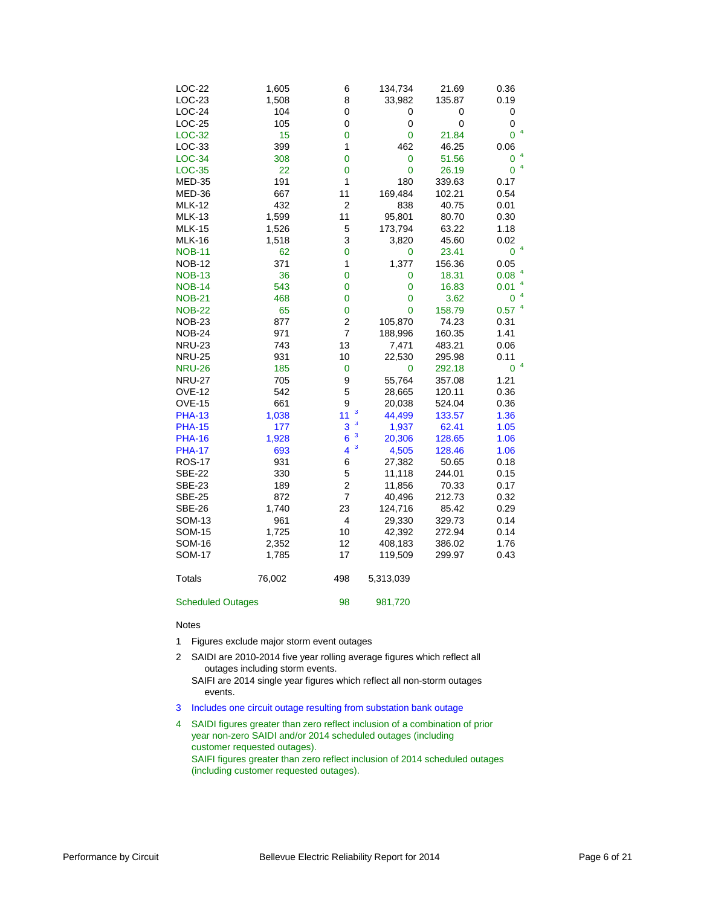| | | | | | |
|---|---|---|---|---|---|
| LOC-22 | 1,605 | 6 | 134,734 | 21.69 | 0.36 |
| LOC-23 | 1,508 | 8 | 33,982 | 135.87 | 0.19 |
| LOC-24 | 104 | 0 | 0 | 0 | 0 |
| LOC-25 | 105 | 0 | 0 | 0 | 0 |
| LOC-32 | 15 | 0 | 0 | 21.84 | 0 [4] |
| LOC-33 | 399 | 1 | 462 | 46.25 | 0.06 |
| LOC-34 | 308 | 0 | 0 | 51.56 | 0 [4] |
| LOC-35 | 22 | 0 | 0 | 26.19 | 0 [4] |
| MED-35 | 191 | 1 | 180 | 339.63 | 0.17 |
| MED-36 | 667 | 11 | 169,484 | 102.21 | 0.54 |
| MLK-12 | 432 | 2 | 838 | 40.75 | 0.01 |
| MLK-13 | 1,599 | 11 | 95,801 | 80.70 | 0.30 |
| MLK-15 | 1,526 | 5 | 173,794 | 63.22 | 1.18 |
| MLK-16 | 1,518 | 3 | 3,820 | 45.60 | 0.02 |
| NOB-11 | 62 | 0 | 0 | 23.41 | 0 [4] |
| NOB-12 | 371 | 1 | 1,377 | 156.36 | 0.05 |
| NOB-13 | 36 | 0 | 0 | 18.31 | 0.08 [4] |
| NOB-14 | 543 | 0 | 0 | 16.83 | 0.01 [4] |
| NOB-21 | 468 | 0 | 0 | 3.62 | 0 [4] |
| NOB-22 | 65 | 0 | 0 | 158.79 | 0.57 [4] |
| NOB-23 | 877 | 2 | 105,870 | 74.23 | 0.31 |
| NOB-24 | 971 | 7 | 188,996 | 160.35 | 1.41 |
| NRU-23 | 743 | 13 | 7,471 | 483.21 | 0.06 |
| NRU-25 | 931 | 10 | 22,530 | 295.98 | 0.11 |
| NRU-26 | 185 | 0 | 0 | 292.18 | 0 [4] |
| NRU-27 | 705 | 9 | 55,764 | 357.08 | 1.21 |
| OVE-12 | 542 | 5 | 28,665 | 120.11 | 0.36 |
| OVE-15 | 661 | 9 | 20,038 | 524.04 | 0.36 |
| PHA-13 | 1,038 | 11 [3] | 44,499 | 133.57 | 1.36 |
| PHA-15 | 177 | 3 [3] | 1,937 | 62.41 | 1.05 |
| PHA-16 | 1,928 | 6 [3] | 20,306 | 128.65 | 1.06 |
| PHA-17 | 693 | 4 [3] | 4,505 | 128.46 | 1.06 |
| ROS-17 | 931 | 6 | 27,382 | 50.65 | 0.18 |
| SBE-22 | 330 | 5 | 11,118 | 244.01 | 0.15 |
| SBE-23 | 189 | 2 | 11,856 | 70.33 | 0.17 |
| SBE-25 | 872 | 7 | 40,496 | 212.73 | 0.32 |
| SBE-26 | 1,740 | 23 | 124,716 | 85.42 | 0.29 |
| SOM-13 | 961 | 4 | 29,330 | 329.73 | 0.14 |
| SOM-15 | 1,725 | 10 | 42,392 | 272.94 | 0.14 |
| SOM-16 | 2,352 | 12 | 408,183 | 386.02 | 1.76 |
| SOM-17 | 1,785 | 17 | 119,509 | 299.97 | 0.43 |
| Totals | 76,002 | 498 | 5,313,039 | | |
| Scheduled Outages | | 98 | 981,720 | | |

Notes

1 Figures exclude major storm event outages

2 SAIDI are 2010-2014 five year rolling average figures which reflect all outages including storm events.
SAIFI are 2014 single year figures which reflect all non-storm outages events.

3 Includes one circuit outage resulting from substation bank outage

4 SAIDI figures greater than zero reflect inclusion of a combination of prior year non-zero SAIDI and/or 2014 scheduled outages (including customer requested outages).
SAIFI figures greater than zero reflect inclusion of 2014 scheduled outages (including customer requested outages).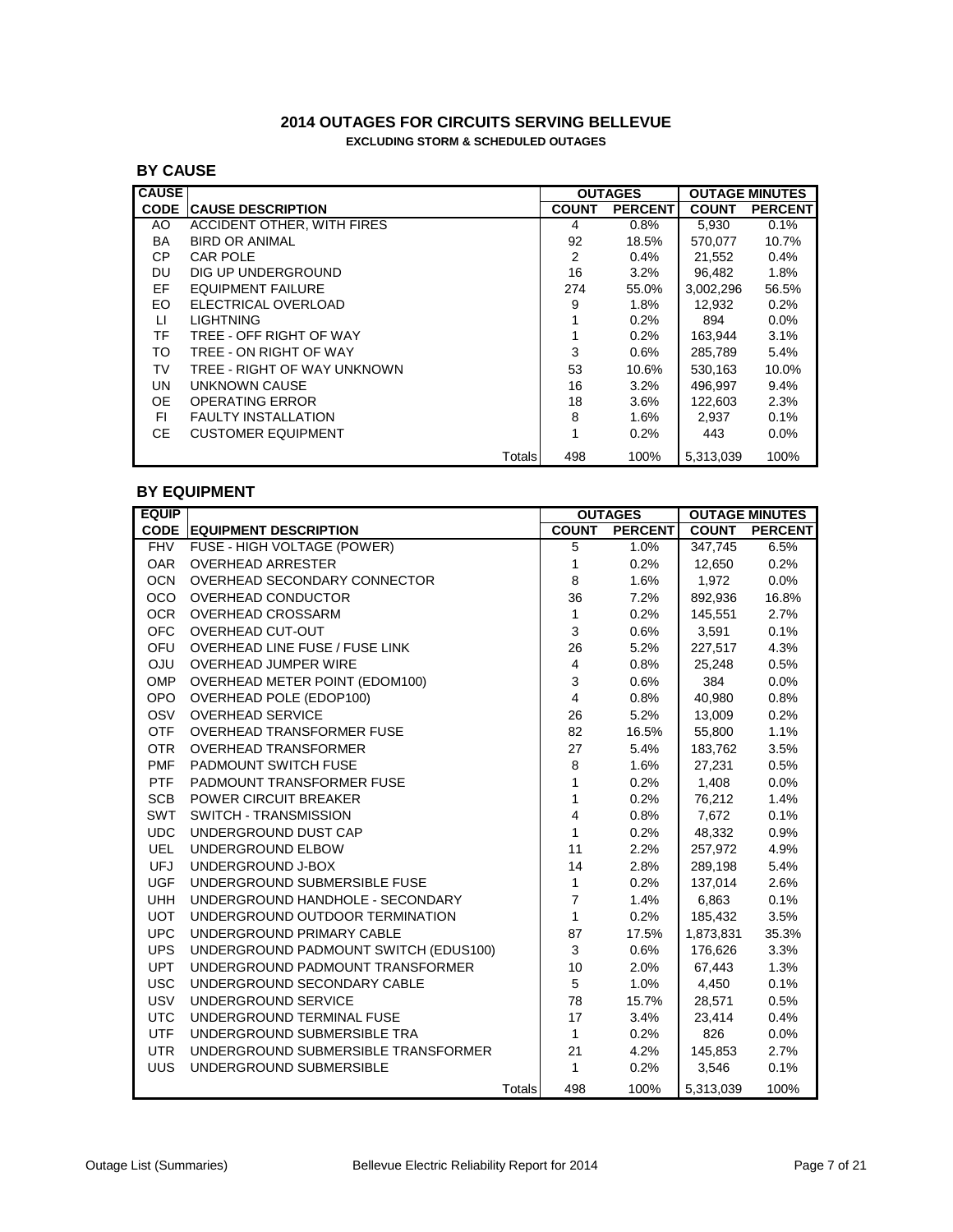## 2014 OUTAGES FOR CIRCUITS SERVING BELLEVUE

**EXCLUDING STORM & SCHEDULED OUTAGES**

### BY CAUSE

| CAUSE | | OUTAGES | | OUTAGE MINUTES | |
|---|---|---|---|---|---|
| CODE | CAUSE DESCRIPTION | COUNT | PERCENT | COUNT | PERCENT |
| AO | ACCIDENT OTHER, WITH FIRES | 4 | 0.8% | 5,930 | 0.1% |
| BA | BIRD OR ANIMAL | 92 | 18.5% | 570,077 | 10.7% |
| CP | CAR POLE | 2 | 0.4% | 21,552 | 0.4% |
| DU | DIG UP UNDERGROUND | 16 | 3.2% | 96,482 | 1.8% |
| EF | EQUIPMENT FAILURE | 274 | 55.0% | 3,002,296 | 56.5% |
| EO | ELECTRICAL OVERLOAD | 9 | 1.8% | 12,932 | 0.2% |
| LI | LIGHTNING | 1 | 0.2% | 894 | 0.0% |
| TF | TREE - OFF RIGHT OF WAY | 1 | 0.2% | 163,944 | 3.1% |
| TO | TREE - ON RIGHT OF WAY | 3 | 0.6% | 285,789 | 5.4% |
| TV | TREE - RIGHT OF WAY UNKNOWN | 53 | 10.6% | 530,163 | 10.0% |
| UN | UNKNOWN CAUSE | 16 | 3.2% | 496,997 | 9.4% |
| OE | OPERATING ERROR | 18 | 3.6% | 122,603 | 2.3% |
| FI | FAULTY INSTALLATION | 8 | 1.6% | 2,937 | 0.1% |
| CE | CUSTOMER EQUIPMENT | 1 | 0.2% | 443 | 0.0% |
| | Totals | 498 | 100% | 5,313,039 | 100% |

### BY EQUIPMENT

| EQUIP | | OUTAGES | | OUTAGE MINUTES | |
|---|---|---|---|---|---|
| CODE | EQUIPMENT DESCRIPTION | COUNT | PERCENT | COUNT | PERCENT |
| FHV | FUSE - HIGH VOLTAGE (POWER) | 5 | 1.0% | 347,745 | 6.5% |
| OAR | OVERHEAD ARRESTER | 1 | 0.2% | 12,650 | 0.2% |
| OCN | OVERHEAD SECONDARY CONNECTOR | 8 | 1.6% | 1,972 | 0.0% |
| OCO | OVERHEAD CONDUCTOR | 36 | 7.2% | 892,936 | 16.8% |
| OCR | OVERHEAD CROSSARM | 1 | 0.2% | 145,551 | 2.7% |
| OFC | OVERHEAD CUT-OUT | 3 | 0.6% | 3,591 | 0.1% |
| OFU | OVERHEAD LINE FUSE / FUSE LINK | 26 | 5.2% | 227,517 | 4.3% |
| OJU | OVERHEAD JUMPER WIRE | 4 | 0.8% | 25,248 | 0.5% |
| OMP | OVERHEAD METER POINT (EDOM100) | 3 | 0.6% | 384 | 0.0% |
| OPO | OVERHEAD POLE (EDOP100) | 4 | 0.8% | 40,980 | 0.8% |
| OSV | OVERHEAD SERVICE | 26 | 5.2% | 13,009 | 0.2% |
| OTF | OVERHEAD TRANSFORMER FUSE | 82 | 16.5% | 55,800 | 1.1% |
| OTR | OVERHEAD TRANSFORMER | 27 | 5.4% | 183,762 | 3.5% |
| PMF | PADMOUNT SWITCH FUSE | 8 | 1.6% | 27,231 | 0.5% |
| PTF | PADMOUNT TRANSFORMER FUSE | 1 | 0.2% | 1,408 | 0.0% |
| SCB | POWER CIRCUIT BREAKER | 1 | 0.2% | 76,212 | 1.4% |
| SWT | SWITCH - TRANSMISSION | 4 | 0.8% | 7,672 | 0.1% |
| UDC | UNDERGROUND DUST CAP | 1 | 0.2% | 48,332 | 0.9% |
| UEL | UNDERGROUND ELBOW | 11 | 2.2% | 257,972 | 4.9% |
| UFJ | UNDERGROUND J-BOX | 14 | 2.8% | 289,198 | 5.4% |
| UGF | UNDERGROUND SUBMERSIBLE FUSE | 1 | 0.2% | 137,014 | 2.6% |
| UHH | UNDERGROUND HANDHOLE - SECONDARY | 7 | 1.4% | 6,863 | 0.1% |
| UOT | UNDERGROUND OUTDOOR TERMINATION | 1 | 0.2% | 185,432 | 3.5% |
| UPC | UNDERGROUND PRIMARY CABLE | 87 | 17.5% | 1,873,831 | 35.3% |
| UPS | UNDERGROUND PADMOUNT SWITCH (EDUS100) | 3 | 0.6% | 176,626 | 3.3% |
| UPT | UNDERGROUND PADMOUNT TRANSFORMER | 10 | 2.0% | 67,443 | 1.3% |
| USC | UNDERGROUND SECONDARY CABLE | 5 | 1.0% | 4,450 | 0.1% |
| USV | UNDERGROUND SERVICE | 78 | 15.7% | 28,571 | 0.5% |
| UTC | UNDERGROUND TERMINAL FUSE | 17 | 3.4% | 23,414 | 0.4% |
| UTF | UNDERGROUND SUBMERSIBLE TRA | 1 | 0.2% | 826 | 0.0% |
| UTR | UNDERGROUND SUBMERSIBLE TRANSFORMER | 21 | 4.2% | 145,853 | 2.7% |
| UUS | UNDERGROUND SUBMERSIBLE | 1 | 0.2% | 3,546 | 0.1% |
| | Totals | 498 | 100% | 5,313,039 | 100% |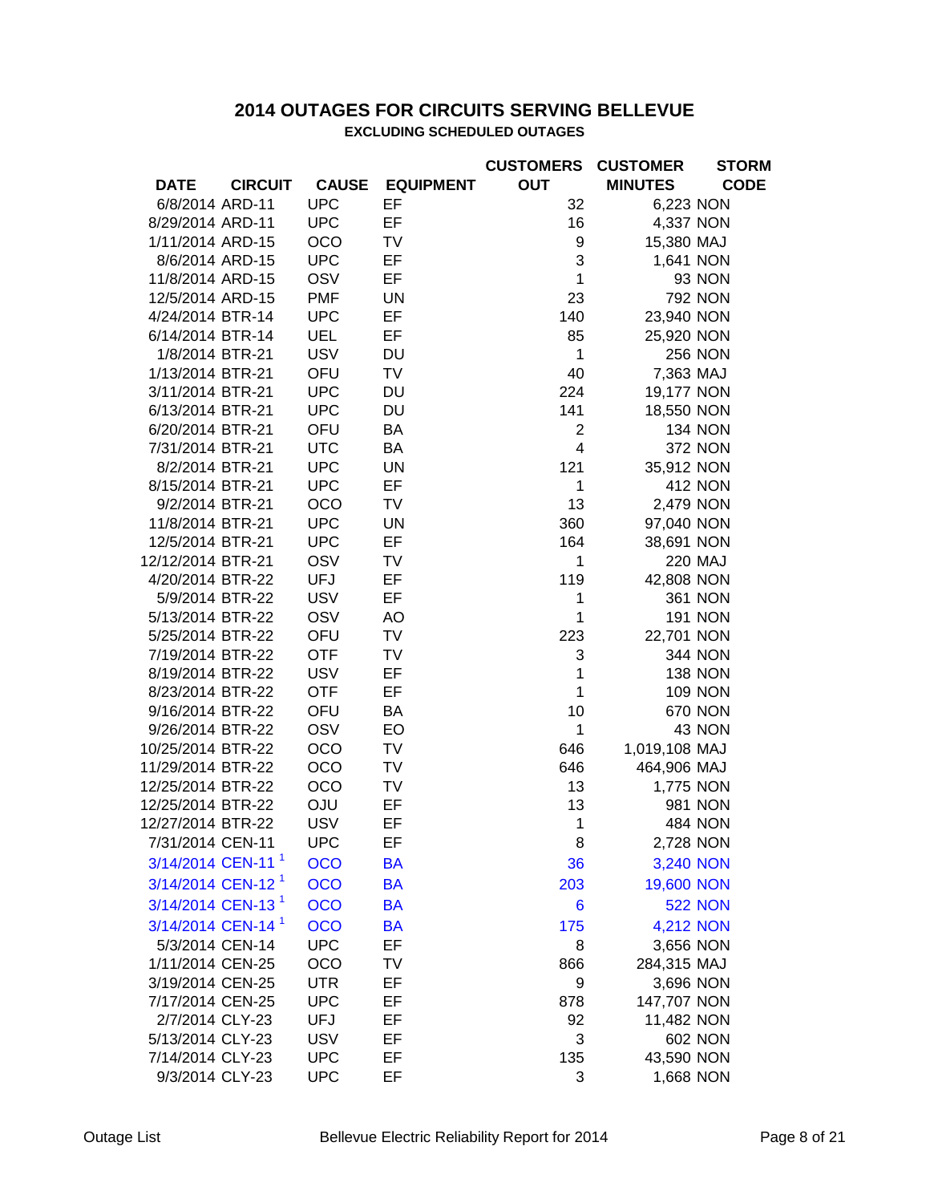## 2014 OUTAGES FOR CIRCUITS SERVING BELLEVUE

### EXCLUDING SCHEDULED OUTAGES

| DATE | CIRCUIT | CAUSE | EQUIPMENT | CUSTOMERS OUT | CUSTOMER MINUTES | STORM CODE |
|---|---|---|---|---|---|---|
| 6/8/2014 | ARD-11 | UPC | EF | 32 | 6,223 | NON |
| 8/29/2014 | ARD-11 | UPC | EF | 16 | 4,337 | NON |
| 1/11/2014 | ARD-15 | OCO | TV | 9 | 15,380 | MAJ |
| 8/6/2014 | ARD-15 | UPC | EF | 3 | 1,641 | NON |
| 11/8/2014 | ARD-15 | OSV | EF | 1 | 93 | NON |
| 12/5/2014 | ARD-15 | PMF | UN | 23 | 792 | NON |
| 4/24/2014 | BTR-14 | UPC | EF | 140 | 23,940 | NON |
| 6/14/2014 | BTR-14 | UEL | EF | 85 | 25,920 | NON |
| 1/8/2014 | BTR-21 | USV | DU | 1 | 256 | NON |
| 1/13/2014 | BTR-21 | OFU | TV | 40 | 7,363 | MAJ |
| 3/11/2014 | BTR-21 | UPC | DU | 224 | 19,177 | NON |
| 6/13/2014 | BTR-21 | UPC | DU | 141 | 18,550 | NON |
| 6/20/2014 | BTR-21 | OFU | BA | 2 | 134 | NON |
| 7/31/2014 | BTR-21 | UTC | BA | 4 | 372 | NON |
| 8/2/2014 | BTR-21 | UPC | UN | 121 | 35,912 | NON |
| 8/15/2014 | BTR-21 | UPC | EF | 1 | 412 | NON |
| 9/2/2014 | BTR-21 | OCO | TV | 13 | 2,479 | NON |
| 11/8/2014 | BTR-21 | UPC | UN | 360 | 97,040 | NON |
| 12/5/2014 | BTR-21 | UPC | EF | 164 | 38,691 | NON |
| 12/12/2014 | BTR-21 | OSV | TV | 1 | 220 | MAJ |
| 4/20/2014 | BTR-22 | UFJ | EF | 119 | 42,808 | NON |
| 5/9/2014 | BTR-22 | USV | EF | 1 | 361 | NON |
| 5/13/2014 | BTR-22 | OSV | AO | 1 | 191 | NON |
| 5/25/2014 | BTR-22 | OFU | TV | 223 | 22,701 | NON |
| 7/19/2014 | BTR-22 | OTF | TV | 3 | 344 | NON |
| 8/19/2014 | BTR-22 | USV | EF | 1 | 138 | NON |
| 8/23/2014 | BTR-22 | OTF | EF | 1 | 109 | NON |
| 9/16/2014 | BTR-22 | OFU | BA | 10 | 670 | NON |
| 9/26/2014 | BTR-22 | OSV | EO | 1 | 43 | NON |
| 10/25/2014 | BTR-22 | OCO | TV | 646 | 1,019,108 | MAJ |
| 11/29/2014 | BTR-22 | OCO | TV | 646 | 464,906 | MAJ |
| 12/25/2014 | BTR-22 | OCO | TV | 13 | 1,775 | NON |
| 12/25/2014 | BTR-22 | OJU | EF | 13 | 981 | NON |
| 12/27/2014 | BTR-22 | USV | EF | 1 | 484 | NON |
| 7/31/2014 | CEN-11 | UPC | EF | 8 | 2,728 | NON |
| 3/14/2014 | CEN-11 [1] | OCO | BA | 36 | 3,240 | NON |
| 3/14/2014 | CEN-12 [1] | OCO | BA | 203 | 19,600 | NON |
| 3/14/2014 | CEN-13 [1] | OCO | BA | 6 | 522 | NON |
| 3/14/2014 | CEN-14 [1] | OCO | BA | 175 | 4,212 | NON |
| 5/3/2014 | CEN-14 | UPC | EF | 8 | 3,656 | NON |
| 1/11/2014 | CEN-25 | OCO | TV | 866 | 284,315 | MAJ |
| 3/19/2014 | CEN-25 | UTR | EF | 9 | 3,696 | NON |
| 7/17/2014 | CEN-25 | UPC | EF | 878 | 147,707 | NON |
| 2/7/2014 | CLY-23 | UFJ | EF | 92 | 11,482 | NON |
| 5/13/2014 | CLY-23 | USV | EF | 3 | 602 | NON |
| 7/14/2014 | CLY-23 | UPC | EF | 135 | 43,590 | NON |
| 9/3/2014 | CLY-23 | UPC | EF | 3 | 1,668 | NON |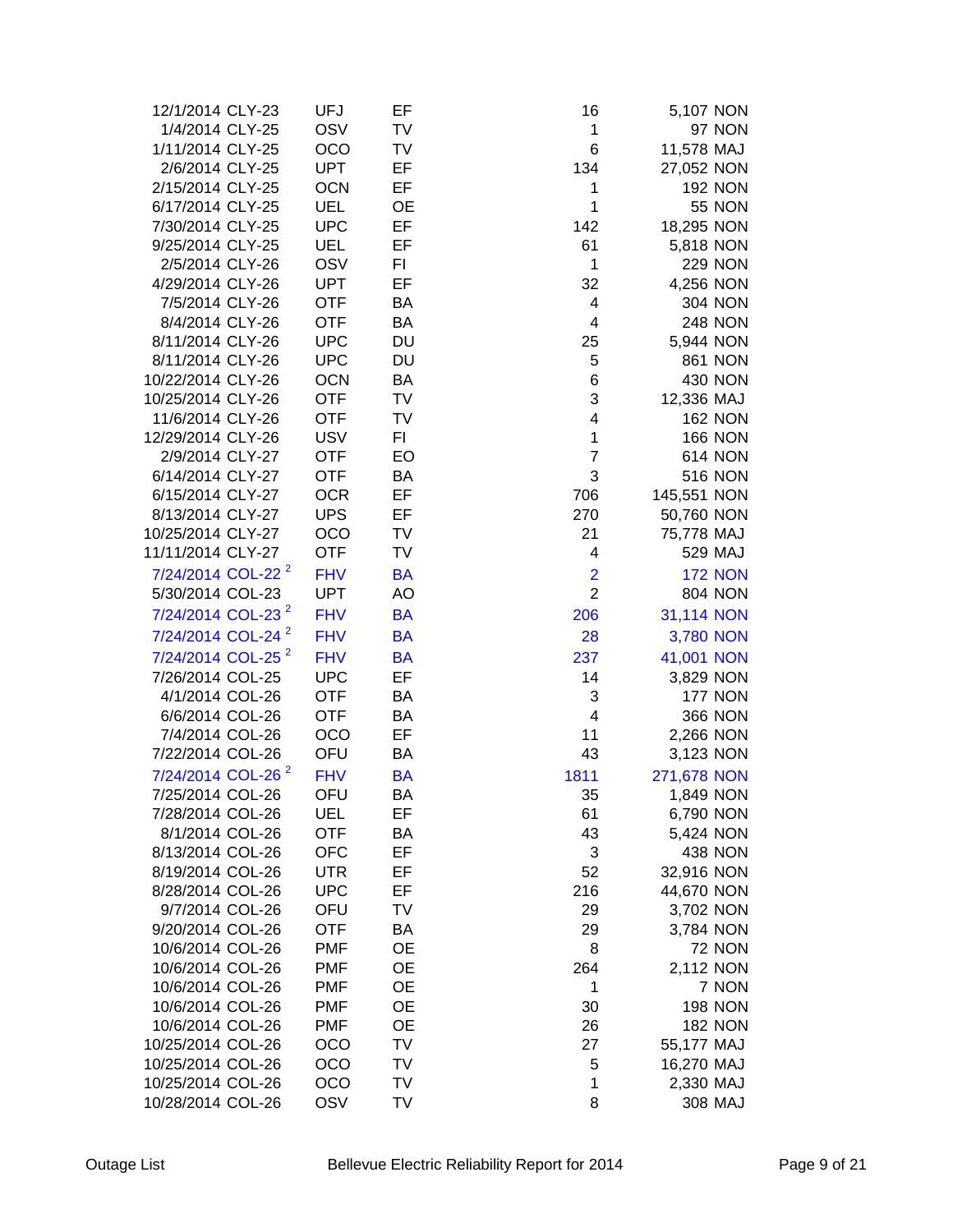| | | | | | | |
|---|---|---|---|---|---|---|
| 12/1/2014 | CLY-23 | UFJ | EF | 16 | 5,107 | NON |
| 1/4/2014 | CLY-25 | OSV | TV | 1 | 97 | NON |
| 1/11/2014 | CLY-25 | OCO | TV | 6 | 11,578 | MAJ |
| 2/6/2014 | CLY-25 | UPT | EF | 134 | 27,052 | NON |
| 2/15/2014 | CLY-25 | OCN | EF | 1 | 192 | NON |
| 6/17/2014 | CLY-25 | UEL | OE | 1 | 55 | NON |
| 7/30/2014 | CLY-25 | UPC | EF | 142 | 18,295 | NON |
| 9/25/2014 | CLY-25 | UEL | EF | 61 | 5,818 | NON |
| 2/5/2014 | CLY-26 | OSV | FI | 1 | 229 | NON |
| 4/29/2014 | CLY-26 | UPT | EF | 32 | 4,256 | NON |
| 7/5/2014 | CLY-26 | OTF | BA | 4 | 304 | NON |
| 8/4/2014 | CLY-26 | OTF | BA | 4 | 248 | NON |
| 8/11/2014 | CLY-26 | UPC | DU | 25 | 5,944 | NON |
| 8/11/2014 | CLY-26 | UPC | DU | 5 | 861 | NON |
| 10/22/2014 | CLY-26 | OCN | BA | 6 | 430 | NON |
| 10/25/2014 | CLY-26 | OTF | TV | 3 | 12,336 | MAJ |
| 11/6/2014 | CLY-26 | OTF | TV | 4 | 162 | NON |
| 12/29/2014 | CLY-26 | USV | FI | 1 | 166 | NON |
| 2/9/2014 | CLY-27 | OTF | EO | 7 | 614 | NON |
| 6/14/2014 | CLY-27 | OTF | BA | 3 | 516 | NON |
| 6/15/2014 | CLY-27 | OCR | EF | 706 | 145,551 | NON |
| 8/13/2014 | CLY-27 | UPS | EF | 270 | 50,760 | NON |
| 10/25/2014 | CLY-27 | OCO | TV | 21 | 75,778 | MAJ |
| 11/11/2014 | CLY-27 | OTF | TV | 4 | 529 | MAJ |
| 7/24/2014 | COL-22 [2] | FHV | BA | 2 | 172 | NON |
| 5/30/2014 | COL-23 | UPT | AO | 2 | 804 | NON |
| 7/24/2014 | COL-23 [2] | FHV | BA | 206 | 31,114 | NON |
| 7/24/2014 | COL-24 [2] | FHV | BA | 28 | 3,780 | NON |
| 7/24/2014 | COL-25 [2] | FHV | BA | 237 | 41,001 | NON |
| 7/26/2014 | COL-25 | UPC | EF | 14 | 3,829 | NON |
| 4/1/2014 | COL-26 | OTF | BA | 3 | 177 | NON |
| 6/6/2014 | COL-26 | OTF | BA | 4 | 366 | NON |
| 7/4/2014 | COL-26 | OCO | EF | 11 | 2,266 | NON |
| 7/22/2014 | COL-26 | OFU | BA | 43 | 3,123 | NON |
| 7/24/2014 | COL-26 [2] | FHV | BA | 1811 | 271,678 | NON |
| 7/25/2014 | COL-26 | OFU | BA | 35 | 1,849 | NON |
| 7/28/2014 | COL-26 | UEL | EF | 61 | 6,790 | NON |
| 8/1/2014 | COL-26 | OTF | BA | 43 | 5,424 | NON |
| 8/13/2014 | COL-26 | OFC | EF | 3 | 438 | NON |
| 8/19/2014 | COL-26 | UTR | EF | 52 | 32,916 | NON |
| 8/28/2014 | COL-26 | UPC | EF | 216 | 44,670 | NON |
| 9/7/2014 | COL-26 | OFU | TV | 29 | 3,702 | NON |
| 9/20/2014 | COL-26 | OTF | BA | 29 | 3,784 | NON |
| 10/6/2014 | COL-26 | PMF | OE | 8 | 72 | NON |
| 10/6/2014 | COL-26 | PMF | OE | 264 | 2,112 | NON |
| 10/6/2014 | COL-26 | PMF | OE | 1 | 7 | NON |
| 10/6/2014 | COL-26 | PMF | OE | 30 | 198 | NON |
| 10/6/2014 | COL-26 | PMF | OE | 26 | 182 | NON |
| 10/25/2014 | COL-26 | OCO | TV | 27 | 55,177 | MAJ |
| 10/25/2014 | COL-26 | OCO | TV | 5 | 16,270 | MAJ |
| 10/25/2014 | COL-26 | OCO | TV | 1 | 2,330 | MAJ |
| 10/28/2014 | COL-26 | OSV | TV | 8 | 308 | MAJ |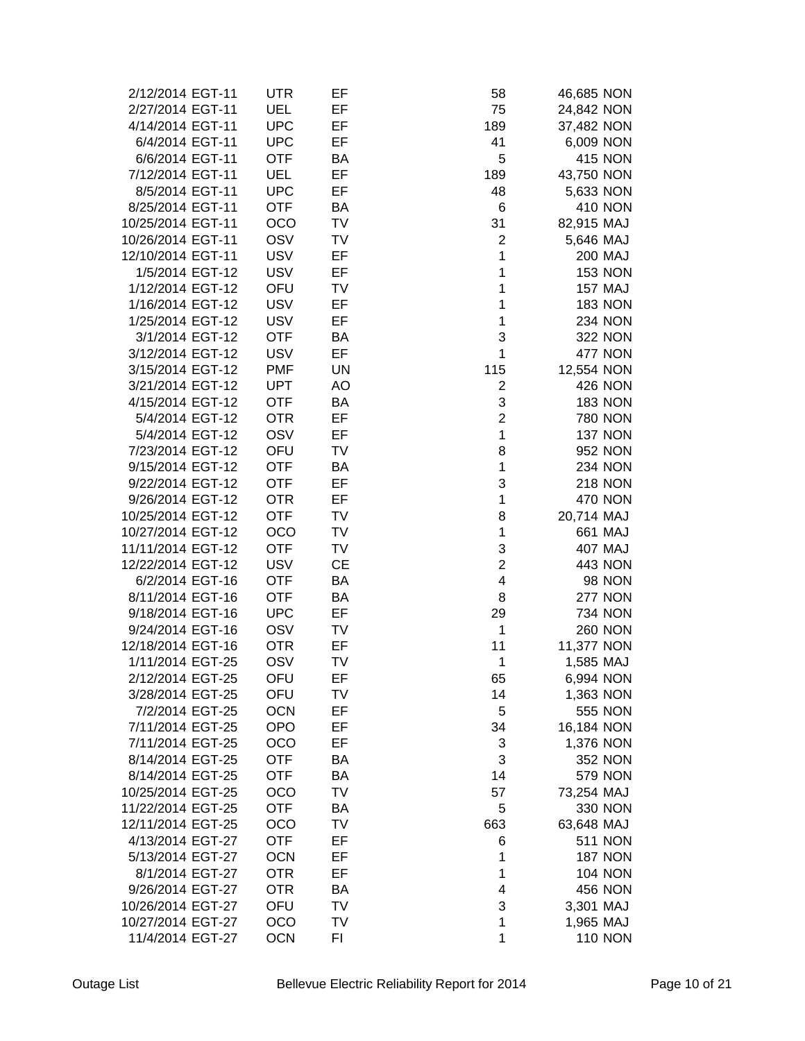| | | | | | | |
|---|---|---|---|---|---|---|
| 2/12/2014 | EGT-11 | UTR | EF | 58 | 46,685 | NON |
| 2/27/2014 | EGT-11 | UEL | EF | 75 | 24,842 | NON |
| 4/14/2014 | EGT-11 | UPC | EF | 189 | 37,482 | NON |
| 6/4/2014 | EGT-11 | UPC | EF | 41 | 6,009 | NON |
| 6/6/2014 | EGT-11 | OTF | BA | 5 | 415 | NON |
| 7/12/2014 | EGT-11 | UEL | EF | 189 | 43,750 | NON |
| 8/5/2014 | EGT-11 | UPC | EF | 48 | 5,633 | NON |
| 8/25/2014 | EGT-11 | OTF | BA | 6 | 410 | NON |
| 10/25/2014 | EGT-11 | OCO | TV | 31 | 82,915 | MAJ |
| 10/26/2014 | EGT-11 | OSV | TV | 2 | 5,646 | MAJ |
| 12/10/2014 | EGT-11 | USV | EF | 1 | 200 | MAJ |
| 1/5/2014 | EGT-12 | USV | EF | 1 | 153 | NON |
| 1/12/2014 | EGT-12 | OFU | TV | 1 | 157 | MAJ |
| 1/16/2014 | EGT-12 | USV | EF | 1 | 183 | NON |
| 1/25/2014 | EGT-12 | USV | EF | 1 | 234 | NON |
| 3/1/2014 | EGT-12 | OTF | BA | 3 | 322 | NON |
| 3/12/2014 | EGT-12 | USV | EF | 1 | 477 | NON |
| 3/15/2014 | EGT-12 | PMF | UN | 115 | 12,554 | NON |
| 3/21/2014 | EGT-12 | UPT | AO | 2 | 426 | NON |
| 4/15/2014 | EGT-12 | OTF | BA | 3 | 183 | NON |
| 5/4/2014 | EGT-12 | OTR | EF | 2 | 780 | NON |
| 5/4/2014 | EGT-12 | OSV | EF | 1 | 137 | NON |
| 7/23/2014 | EGT-12 | OFU | TV | 8 | 952 | NON |
| 9/15/2014 | EGT-12 | OTF | BA | 1 | 234 | NON |
| 9/22/2014 | EGT-12 | OTF | EF | 3 | 218 | NON |
| 9/26/2014 | EGT-12 | OTR | EF | 1 | 470 | NON |
| 10/25/2014 | EGT-12 | OTF | TV | 8 | 20,714 | MAJ |
| 10/27/2014 | EGT-12 | OCO | TV | 1 | 661 | MAJ |
| 11/11/2014 | EGT-12 | OTF | TV | 3 | 407 | MAJ |
| 12/22/2014 | EGT-12 | USV | CE | 2 | 443 | NON |
| 6/2/2014 | EGT-16 | OTF | BA | 4 | 98 | NON |
| 8/11/2014 | EGT-16 | OTF | BA | 8 | 277 | NON |
| 9/18/2014 | EGT-16 | UPC | EF | 29 | 734 | NON |
| 9/24/2014 | EGT-16 | OSV | TV | 1 | 260 | NON |
| 12/18/2014 | EGT-16 | OTR | EF | 11 | 11,377 | NON |
| 1/11/2014 | EGT-25 | OSV | TV | 1 | 1,585 | MAJ |
| 2/12/2014 | EGT-25 | OFU | EF | 65 | 6,994 | NON |
| 3/28/2014 | EGT-25 | OFU | TV | 14 | 1,363 | NON |
| 7/2/2014 | EGT-25 | OCN | EF | 5 | 555 | NON |
| 7/11/2014 | EGT-25 | OPO | EF | 34 | 16,184 | NON |
| 7/11/2014 | EGT-25 | OCO | EF | 3 | 1,376 | NON |
| 8/14/2014 | EGT-25 | OTF | BA | 3 | 352 | NON |
| 8/14/2014 | EGT-25 | OTF | BA | 14 | 579 | NON |
| 10/25/2014 | EGT-25 | OCO | TV | 57 | 73,254 | MAJ |
| 11/22/2014 | EGT-25 | OTF | BA | 5 | 330 | NON |
| 12/11/2014 | EGT-25 | OCO | TV | 663 | 63,648 | MAJ |
| 4/13/2014 | EGT-27 | OTF | EF | 6 | 511 | NON |
| 5/13/2014 | EGT-27 | OCN | EF | 1 | 187 | NON |
| 8/1/2014 | EGT-27 | OTR | EF | 1 | 104 | NON |
| 9/26/2014 | EGT-27 | OTR | BA | 4 | 456 | NON |
| 10/26/2014 | EGT-27 | OFU | TV | 3 | 3,301 | MAJ |
| 10/27/2014 | EGT-27 | OCO | TV | 1 | 1,965 | MAJ |
| 11/4/2014 | EGT-27 | OCN | FI | 1 | 110 | NON |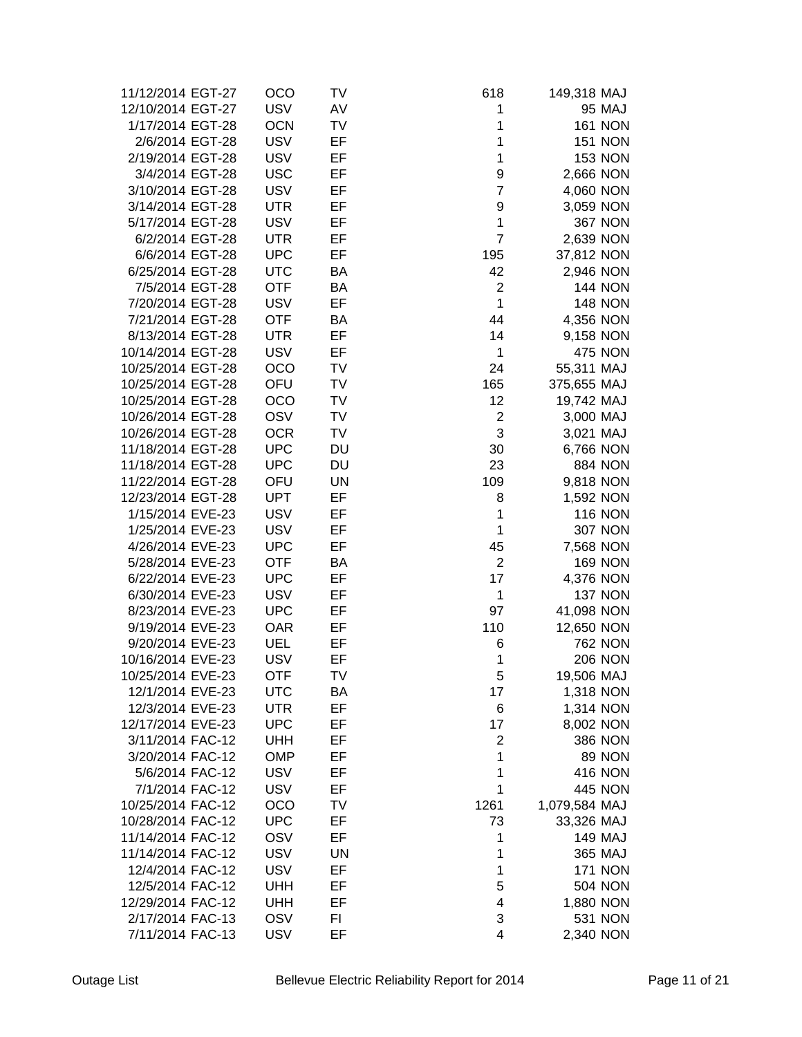| | | | | | | |
|---|---|---|---|---|---|---|
| 11/12/2014 | EGT-27 | OCO | TV | 618 | 149,318 | MAJ |
| 12/10/2014 | EGT-27 | USV | AV | 1 | 95 | MAJ |
| 1/17/2014 | EGT-28 | OCN | TV | 1 | 161 | NON |
| 2/6/2014 | EGT-28 | USV | EF | 1 | 151 | NON |
| 2/19/2014 | EGT-28 | USV | EF | 1 | 153 | NON |
| 3/4/2014 | EGT-28 | USC | EF | 9 | 2,666 | NON |
| 3/10/2014 | EGT-28 | USV | EF | 7 | 4,060 | NON |
| 3/14/2014 | EGT-28 | UTR | EF | 9 | 3,059 | NON |
| 5/17/2014 | EGT-28 | USV | EF | 1 | 367 | NON |
| 6/2/2014 | EGT-28 | UTR | EF | 7 | 2,639 | NON |
| 6/6/2014 | EGT-28 | UPC | EF | 195 | 37,812 | NON |
| 6/25/2014 | EGT-28 | UTC | BA | 42 | 2,946 | NON |
| 7/5/2014 | EGT-28 | OTF | BA | 2 | 144 | NON |
| 7/20/2014 | EGT-28 | USV | EF | 1 | 148 | NON |
| 7/21/2014 | EGT-28 | OTF | BA | 44 | 4,356 | NON |
| 8/13/2014 | EGT-28 | UTR | EF | 14 | 9,158 | NON |
| 10/14/2014 | EGT-28 | USV | EF | 1 | 475 | NON |
| 10/25/2014 | EGT-28 | OCO | TV | 24 | 55,311 | MAJ |
| 10/25/2014 | EGT-28 | OFU | TV | 165 | 375,655 | MAJ |
| 10/25/2014 | EGT-28 | OCO | TV | 12 | 19,742 | MAJ |
| 10/26/2014 | EGT-28 | OSV | TV | 2 | 3,000 | MAJ |
| 10/26/2014 | EGT-28 | OCR | TV | 3 | 3,021 | MAJ |
| 11/18/2014 | EGT-28 | UPC | DU | 30 | 6,766 | NON |
| 11/18/2014 | EGT-28 | UPC | DU | 23 | 884 | NON |
| 11/22/2014 | EGT-28 | OFU | UN | 109 | 9,818 | NON |
| 12/23/2014 | EGT-28 | UPT | EF | 8 | 1,592 | NON |
| 1/15/2014 | EVE-23 | USV | EF | 1 | 116 | NON |
| 1/25/2014 | EVE-23 | USV | EF | 1 | 307 | NON |
| 4/26/2014 | EVE-23 | UPC | EF | 45 | 7,568 | NON |
| 5/28/2014 | EVE-23 | OTF | BA | 2 | 169 | NON |
| 6/22/2014 | EVE-23 | UPC | EF | 17 | 4,376 | NON |
| 6/30/2014 | EVE-23 | USV | EF | 1 | 137 | NON |
| 8/23/2014 | EVE-23 | UPC | EF | 97 | 41,098 | NON |
| 9/19/2014 | EVE-23 | OAR | EF | 110 | 12,650 | NON |
| 9/20/2014 | EVE-23 | UEL | EF | 6 | 762 | NON |
| 10/16/2014 | EVE-23 | USV | EF | 1 | 206 | NON |
| 10/25/2014 | EVE-23 | OTF | TV | 5 | 19,506 | MAJ |
| 12/1/2014 | EVE-23 | UTC | BA | 17 | 1,318 | NON |
| 12/3/2014 | EVE-23 | UTR | EF | 6 | 1,314 | NON |
| 12/17/2014 | EVE-23 | UPC | EF | 17 | 8,002 | NON |
| 3/11/2014 | FAC-12 | UHH | EF | 2 | 386 | NON |
| 3/20/2014 | FAC-12 | OMP | EF | 1 | 89 | NON |
| 5/6/2014 | FAC-12 | USV | EF | 1 | 416 | NON |
| 7/1/2014 | FAC-12 | USV | EF | 1 | 445 | NON |
| 10/25/2014 | FAC-12 | OCO | TV | 1261 | 1,079,584 | MAJ |
| 10/28/2014 | FAC-12 | UPC | EF | 73 | 33,326 | MAJ |
| 11/14/2014 | FAC-12 | OSV | EF | 1 | 149 | MAJ |
| 11/14/2014 | FAC-12 | USV | UN | 1 | 365 | MAJ |
| 12/4/2014 | FAC-12 | USV | EF | 1 | 171 | NON |
| 12/5/2014 | FAC-12 | UHH | EF | 5 | 504 | NON |
| 12/29/2014 | FAC-12 | UHH | EF | 4 | 1,880 | NON |
| 2/17/2014 | FAC-13 | OSV | FI | 3 | 531 | NON |
| 7/11/2014 | FAC-13 | USV | EF | 4 | 2,340 | NON |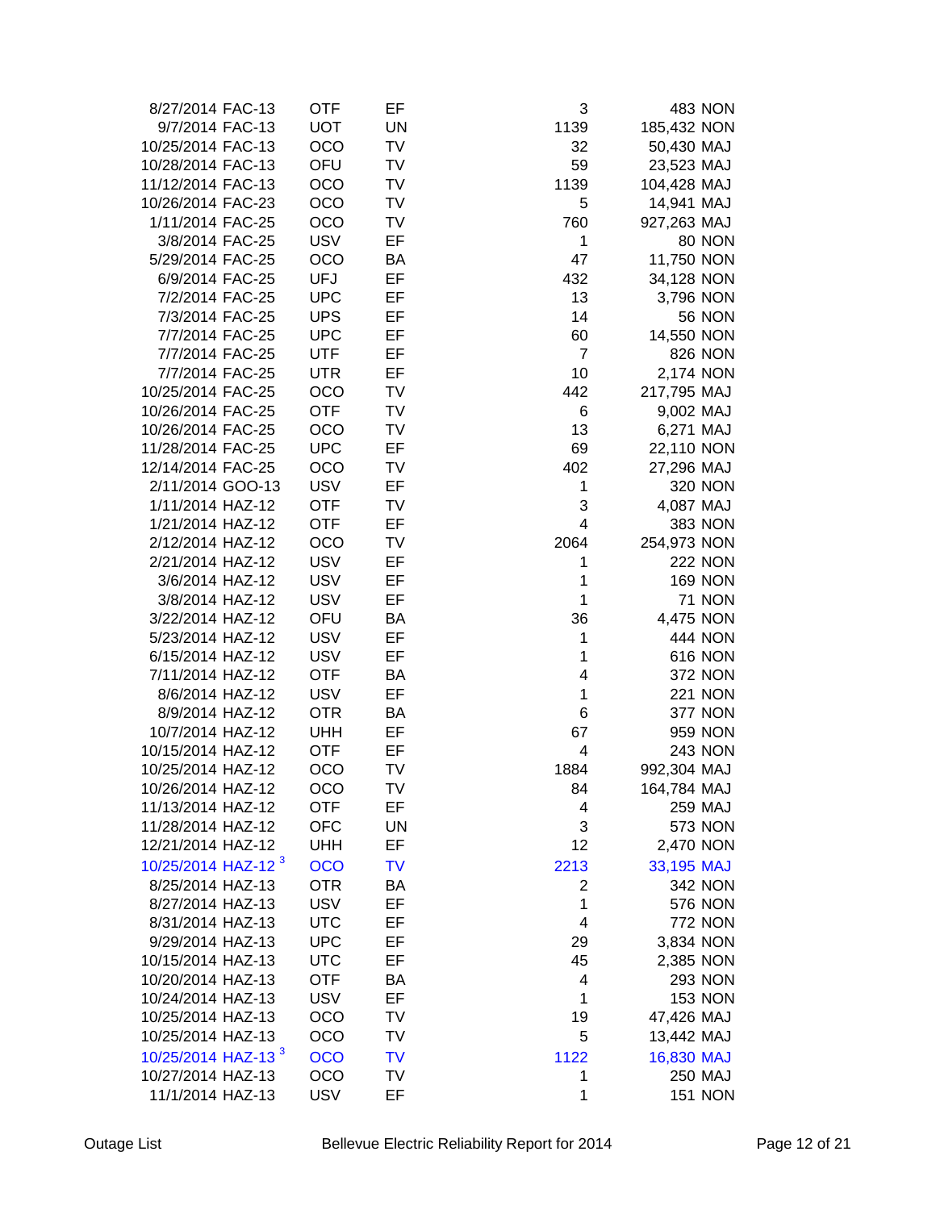| | | | | | | |
|---|---|---|---|---|---|---|
| 8/27/2014 | FAC-13 | OTF | EF | 3 | 483 | NON |
| 9/7/2014 | FAC-13 | UOT | UN | 1139 | 185,432 | NON |
| 10/25/2014 | FAC-13 | OCO | TV | 32 | 50,430 | MAJ |
| 10/28/2014 | FAC-13 | OFU | TV | 59 | 23,523 | MAJ |
| 11/12/2014 | FAC-13 | OCO | TV | 1139 | 104,428 | MAJ |
| 10/26/2014 | FAC-23 | OCO | TV | 5 | 14,941 | MAJ |
| 1/11/2014 | FAC-25 | OCO | TV | 760 | 927,263 | MAJ |
| 3/8/2014 | FAC-25 | USV | EF | 1 | 80 | NON |
| 5/29/2014 | FAC-25 | OCO | BA | 47 | 11,750 | NON |
| 6/9/2014 | FAC-25 | UFJ | EF | 432 | 34,128 | NON |
| 7/2/2014 | FAC-25 | UPC | EF | 13 | 3,796 | NON |
| 7/3/2014 | FAC-25 | UPS | EF | 14 | 56 | NON |
| 7/7/2014 | FAC-25 | UPC | EF | 60 | 14,550 | NON |
| 7/7/2014 | FAC-25 | UTF | EF | 7 | 826 | NON |
| 7/7/2014 | FAC-25 | UTR | EF | 10 | 2,174 | NON |
| 10/25/2014 | FAC-25 | OCO | TV | 442 | 217,795 | MAJ |
| 10/26/2014 | FAC-25 | OTF | TV | 6 | 9,002 | MAJ |
| 10/26/2014 | FAC-25 | OCO | TV | 13 | 6,271 | MAJ |
| 11/28/2014 | FAC-25 | UPC | EF | 69 | 22,110 | NON |
| 12/14/2014 | FAC-25 | OCO | TV | 402 | 27,296 | MAJ |
| 2/11/2014 | GOO-13 | USV | EF | 1 | 320 | NON |
| 1/11/2014 | HAZ-12 | OTF | TV | 3 | 4,087 | MAJ |
| 1/21/2014 | HAZ-12 | OTF | EF | 4 | 383 | NON |
| 2/12/2014 | HAZ-12 | OCO | TV | 2064 | 254,973 | NON |
| 2/21/2014 | HAZ-12 | USV | EF | 1 | 222 | NON |
| 3/6/2014 | HAZ-12 | USV | EF | 1 | 169 | NON |
| 3/8/2014 | HAZ-12 | USV | EF | 1 | 71 | NON |
| 3/22/2014 | HAZ-12 | OFU | BA | 36 | 4,475 | NON |
| 5/23/2014 | HAZ-12 | USV | EF | 1 | 444 | NON |
| 6/15/2014 | HAZ-12 | USV | EF | 1 | 616 | NON |
| 7/11/2014 | HAZ-12 | OTF | BA | 4 | 372 | NON |
| 8/6/2014 | HAZ-12 | USV | EF | 1 | 221 | NON |
| 8/9/2014 | HAZ-12 | OTR | BA | 6 | 377 | NON |
| 10/7/2014 | HAZ-12 | UHH | EF | 67 | 959 | NON |
| 10/15/2014 | HAZ-12 | OTF | EF | 4 | 243 | NON |
| 10/25/2014 | HAZ-12 | OCO | TV | 1884 | 992,304 | MAJ |
| 10/26/2014 | HAZ-12 | OCO | TV | 84 | 164,784 | MAJ |
| 11/13/2014 | HAZ-12 | OTF | EF | 4 | 259 | MAJ |
| 11/28/2014 | HAZ-12 | OFC | UN | 3 | 573 | NON |
| 12/21/2014 | HAZ-12 | UHH | EF | 12 | 2,470 | NON |
| 10/25/2014 | HAZ-12 [3] | OCO | TV | 2213 | 33,195 | MAJ |
| 8/25/2014 | HAZ-13 | OTR | BA | 2 | 342 | NON |
| 8/27/2014 | HAZ-13 | USV | EF | 1 | 576 | NON |
| 8/31/2014 | HAZ-13 | UTC | EF | 4 | 772 | NON |
| 9/29/2014 | HAZ-13 | UPC | EF | 29 | 3,834 | NON |
| 10/15/2014 | HAZ-13 | UTC | EF | 45 | 2,385 | NON |
| 10/20/2014 | HAZ-13 | OTF | BA | 4 | 293 | NON |
| 10/24/2014 | HAZ-13 | USV | EF | 1 | 153 | NON |
| 10/25/2014 | HAZ-13 | OCO | TV | 19 | 47,426 | MAJ |
| 10/25/2014 | HAZ-13 | OCO | TV | 5 | 13,442 | MAJ |
| 10/25/2014 | HAZ-13 [3] | OCO | TV | 1122 | 16,830 | MAJ |
| 10/27/2014 | HAZ-13 | OCO | TV | 1 | 250 | MAJ |
| 11/1/2014 | HAZ-13 | USV | EF | 1 | 151 | NON |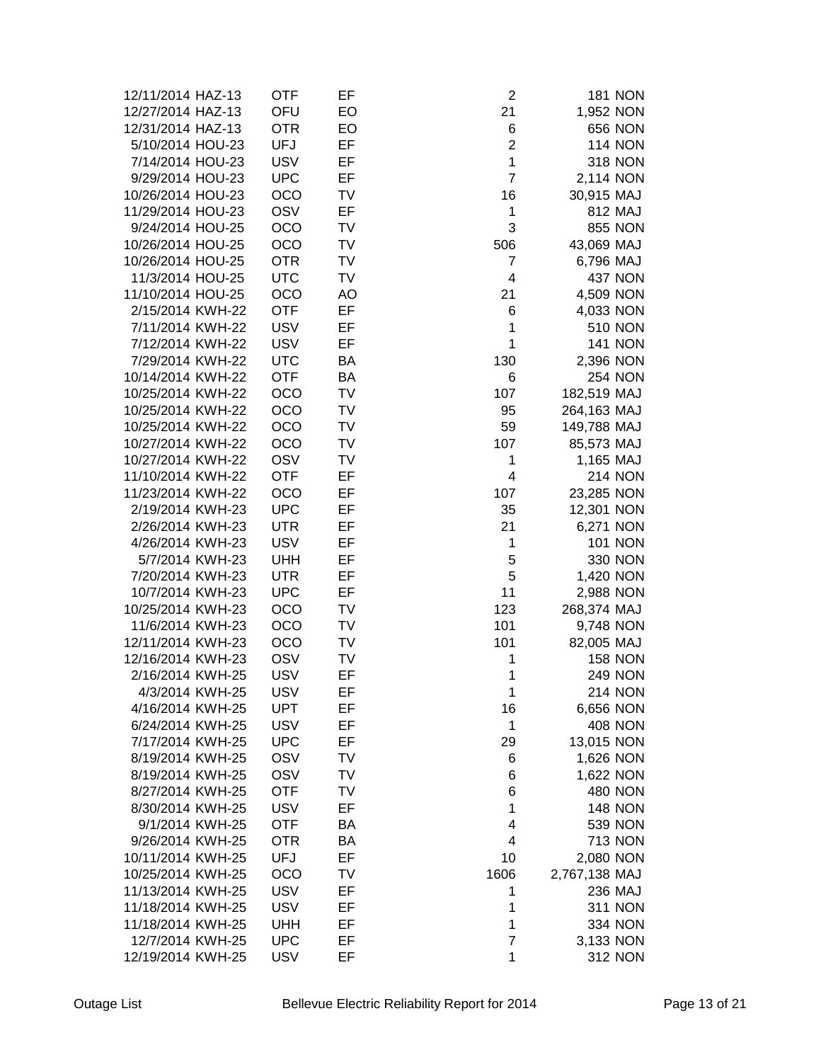| | | | | | | |
|---|---|---|---|---|---|---|
| 12/11/2014 | HAZ-13 | OTF | EF | 2 | 181 | NON |
| 12/27/2014 | HAZ-13 | OFU | EO | 21 | 1,952 | NON |
| 12/31/2014 | HAZ-13 | OTR | EO | 6 | 656 | NON |
| 5/10/2014 | HOU-23 | UFJ | EF | 2 | 114 | NON |
| 7/14/2014 | HOU-23 | USV | EF | 1 | 318 | NON |
| 9/29/2014 | HOU-23 | UPC | EF | 7 | 2,114 | NON |
| 10/26/2014 | HOU-23 | OCO | TV | 16 | 30,915 | MAJ |
| 11/29/2014 | HOU-23 | OSV | EF | 1 | 812 | MAJ |
| 9/24/2014 | HOU-25 | OCO | TV | 3 | 855 | NON |
| 10/26/2014 | HOU-25 | OCO | TV | 506 | 43,069 | MAJ |
| 10/26/2014 | HOU-25 | OTR | TV | 7 | 6,796 | MAJ |
| 11/3/2014 | HOU-25 | UTC | TV | 4 | 437 | NON |
| 11/10/2014 | HOU-25 | OCO | AO | 21 | 4,509 | NON |
| 2/15/2014 | KWH-22 | OTF | EF | 6 | 4,033 | NON |
| 7/11/2014 | KWH-22 | USV | EF | 1 | 510 | NON |
| 7/12/2014 | KWH-22 | USV | EF | 1 | 141 | NON |
| 7/29/2014 | KWH-22 | UTC | BA | 130 | 2,396 | NON |
| 10/14/2014 | KWH-22 | OTF | BA | 6 | 254 | NON |
| 10/25/2014 | KWH-22 | OCO | TV | 107 | 182,519 | MAJ |
| 10/25/2014 | KWH-22 | OCO | TV | 95 | 264,163 | MAJ |
| 10/25/2014 | KWH-22 | OCO | TV | 59 | 149,788 | MAJ |
| 10/27/2014 | KWH-22 | OCO | TV | 107 | 85,573 | MAJ |
| 10/27/2014 | KWH-22 | OSV | TV | 1 | 1,165 | MAJ |
| 11/10/2014 | KWH-22 | OTF | EF | 4 | 214 | NON |
| 11/23/2014 | KWH-22 | OCO | EF | 107 | 23,285 | NON |
| 2/19/2014 | KWH-23 | UPC | EF | 35 | 12,301 | NON |
| 2/26/2014 | KWH-23 | UTR | EF | 21 | 6,271 | NON |
| 4/26/2014 | KWH-23 | USV | EF | 1 | 101 | NON |
| 5/7/2014 | KWH-23 | UHH | EF | 5 | 330 | NON |
| 7/20/2014 | KWH-23 | UTR | EF | 5 | 1,420 | NON |
| 10/7/2014 | KWH-23 | UPC | EF | 11 | 2,988 | NON |
| 10/25/2014 | KWH-23 | OCO | TV | 123 | 268,374 | MAJ |
| 11/6/2014 | KWH-23 | OCO | TV | 101 | 9,748 | NON |
| 12/11/2014 | KWH-23 | OCO | TV | 101 | 82,005 | MAJ |
| 12/16/2014 | KWH-23 | OSV | TV | 1 | 158 | NON |
| 2/16/2014 | KWH-25 | USV | EF | 1 | 249 | NON |
| 4/3/2014 | KWH-25 | USV | EF | 1 | 214 | NON |
| 4/16/2014 | KWH-25 | UPT | EF | 16 | 6,656 | NON |
| 6/24/2014 | KWH-25 | USV | EF | 1 | 408 | NON |
| 7/17/2014 | KWH-25 | UPC | EF | 29 | 13,015 | NON |
| 8/19/2014 | KWH-25 | OSV | TV | 6 | 1,626 | NON |
| 8/19/2014 | KWH-25 | OSV | TV | 6 | 1,622 | NON |
| 8/27/2014 | KWH-25 | OTF | TV | 6 | 480 | NON |
| 8/30/2014 | KWH-25 | USV | EF | 1 | 148 | NON |
| 9/1/2014 | KWH-25 | OTF | BA | 4 | 539 | NON |
| 9/26/2014 | KWH-25 | OTR | BA | 4 | 713 | NON |
| 10/11/2014 | KWH-25 | UFJ | EF | 10 | 2,080 | NON |
| 10/25/2014 | KWH-25 | OCO | TV | 1606 | 2,767,138 | MAJ |
| 11/13/2014 | KWH-25 | USV | EF | 1 | 236 | MAJ |
| 11/18/2014 | KWH-25 | USV | EF | 1 | 311 | NON |
| 11/18/2014 | KWH-25 | UHH | EF | 1 | 334 | NON |
| 12/7/2014 | KWH-25 | UPC | EF | 7 | 3,133 | NON |
| 12/19/2014 | KWH-25 | USV | EF | 1 | 312 | NON |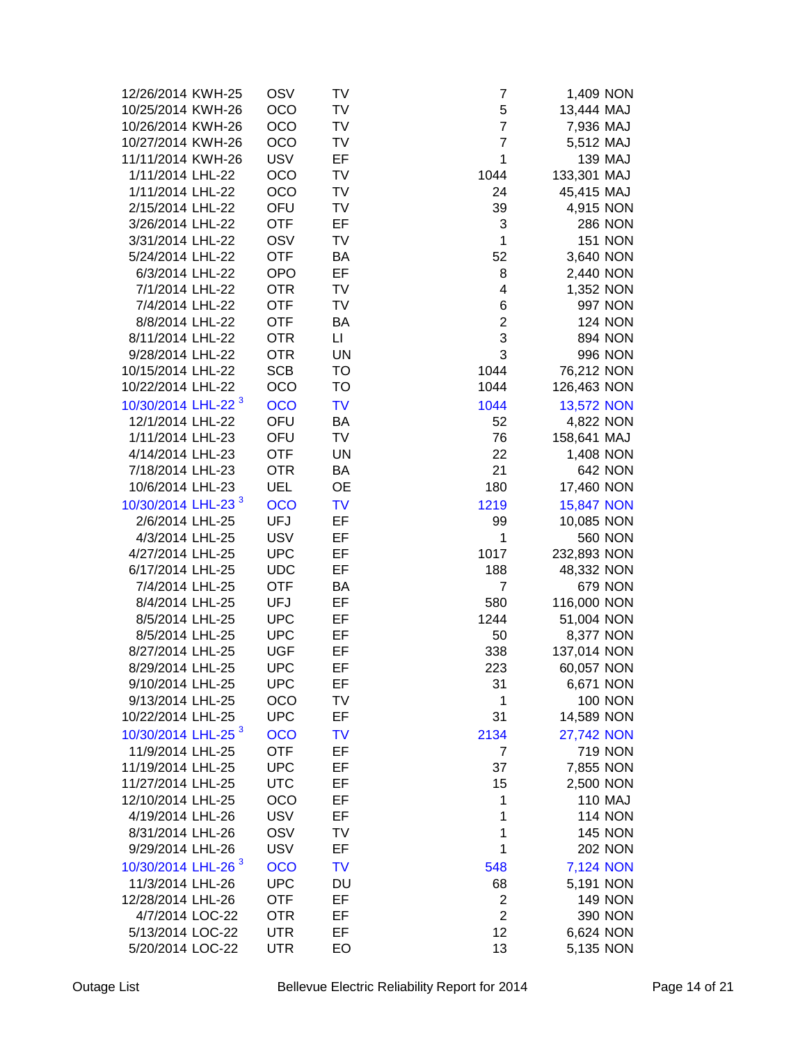| Date | Circuit | Cause | Type | Customers | Customer Minutes | Class |
|---|---|---|---|---|---|---|
| 12/26/2014 | KWH-25 | OSV | TV | 7 | 1,409 | NON |
| 10/25/2014 | KWH-26 | OCO | TV | 5 | 13,444 | MAJ |
| 10/26/2014 | KWH-26 | OCO | TV | 7 | 7,936 | MAJ |
| 10/27/2014 | KWH-26 | OCO | TV | 7 | 5,512 | MAJ |
| 11/11/2014 | KWH-26 | USV | EF | 1 | 139 | MAJ |
| 1/11/2014 | LHL-22 | OCO | TV | 1044 | 133,301 | MAJ |
| 1/11/2014 | LHL-22 | OCO | TV | 24 | 45,415 | MAJ |
| 2/15/2014 | LHL-22 | OFU | TV | 39 | 4,915 | NON |
| 3/26/2014 | LHL-22 | OTF | EF | 3 | 286 | NON |
| 3/31/2014 | LHL-22 | OSV | TV | 1 | 151 | NON |
| 5/24/2014 | LHL-22 | OTF | BA | 52 | 3,640 | NON |
| 6/3/2014 | LHL-22 | OPO | EF | 8 | 2,440 | NON |
| 7/1/2014 | LHL-22 | OTR | TV | 4 | 1,352 | NON |
| 7/4/2014 | LHL-22 | OTF | TV | 6 | 997 | NON |
| 8/8/2014 | LHL-22 | OTF | BA | 2 | 124 | NON |
| 8/11/2014 | LHL-22 | OTR | LI | 3 | 894 | NON |
| 9/28/2014 | LHL-22 | OTR | UN | 3 | 996 | NON |
| 10/15/2014 | LHL-22 | SCB | TO | 1044 | 76,212 | NON |
| 10/22/2014 | LHL-22 | OCO | TO | 1044 | 126,463 | NON |
| 10/30/2014 | LHL-22 [3] | OCO | TV | 1044 | 13,572 | NON |
| 12/1/2014 | LHL-22 | OFU | BA | 52 | 4,822 | NON |
| 1/11/2014 | LHL-23 | OFU | TV | 76 | 158,641 | MAJ |
| 4/14/2014 | LHL-23 | OTF | UN | 22 | 1,408 | NON |
| 7/18/2014 | LHL-23 | OTR | BA | 21 | 642 | NON |
| 10/6/2014 | LHL-23 | UEL | OE | 180 | 17,460 | NON |
| 10/30/2014 | LHL-23 [3] | OCO | TV | 1219 | 15,847 | NON |
| 2/6/2014 | LHL-25 | UFJ | EF | 99 | 10,085 | NON |
| 4/3/2014 | LHL-25 | USV | EF | 1 | 560 | NON |
| 4/27/2014 | LHL-25 | UPC | EF | 1017 | 232,893 | NON |
| 6/17/2014 | LHL-25 | UDC | EF | 188 | 48,332 | NON |
| 7/4/2014 | LHL-25 | OTF | BA | 7 | 679 | NON |
| 8/4/2014 | LHL-25 | UFJ | EF | 580 | 116,000 | NON |
| 8/5/2014 | LHL-25 | UPC | EF | 1244 | 51,004 | NON |
| 8/5/2014 | LHL-25 | UPC | EF | 50 | 8,377 | NON |
| 8/27/2014 | LHL-25 | UGF | EF | 338 | 137,014 | NON |
| 8/29/2014 | LHL-25 | UPC | EF | 223 | 60,057 | NON |
| 9/10/2014 | LHL-25 | UPC | EF | 31 | 6,671 | NON |
| 9/13/2014 | LHL-25 | OCO | TV | 1 | 100 | NON |
| 10/22/2014 | LHL-25 | UPC | EF | 31 | 14,589 | NON |
| 10/30/2014 | LHL-25 [3] | OCO | TV | 2134 | 27,742 | NON |
| 11/9/2014 | LHL-25 | OTF | EF | 7 | 719 | NON |
| 11/19/2014 | LHL-25 | UPC | EF | 37 | 7,855 | NON |
| 11/27/2014 | LHL-25 | UTC | EF | 15 | 2,500 | NON |
| 12/10/2014 | LHL-25 | OCO | EF | 1 | 110 | MAJ |
| 4/19/2014 | LHL-26 | USV | EF | 1 | 114 | NON |
| 8/31/2014 | LHL-26 | OSV | TV | 1 | 145 | NON |
| 9/29/2014 | LHL-26 | USV | EF | 1 | 202 | NON |
| 10/30/2014 | LHL-26 [3] | OCO | TV | 548 | 7,124 | NON |
| 11/3/2014 | LHL-26 | UPC | DU | 68 | 5,191 | NON |
| 12/28/2014 | LHL-26 | OTF | EF | 2 | 149 | NON |
| 4/7/2014 | LOC-22 | OTR | EF | 2 | 390 | NON |
| 5/13/2014 | LOC-22 | UTR | EF | 12 | 6,624 | NON |
| 5/20/2014 | LOC-22 | UTR | EO | 13 | 5,135 | NON |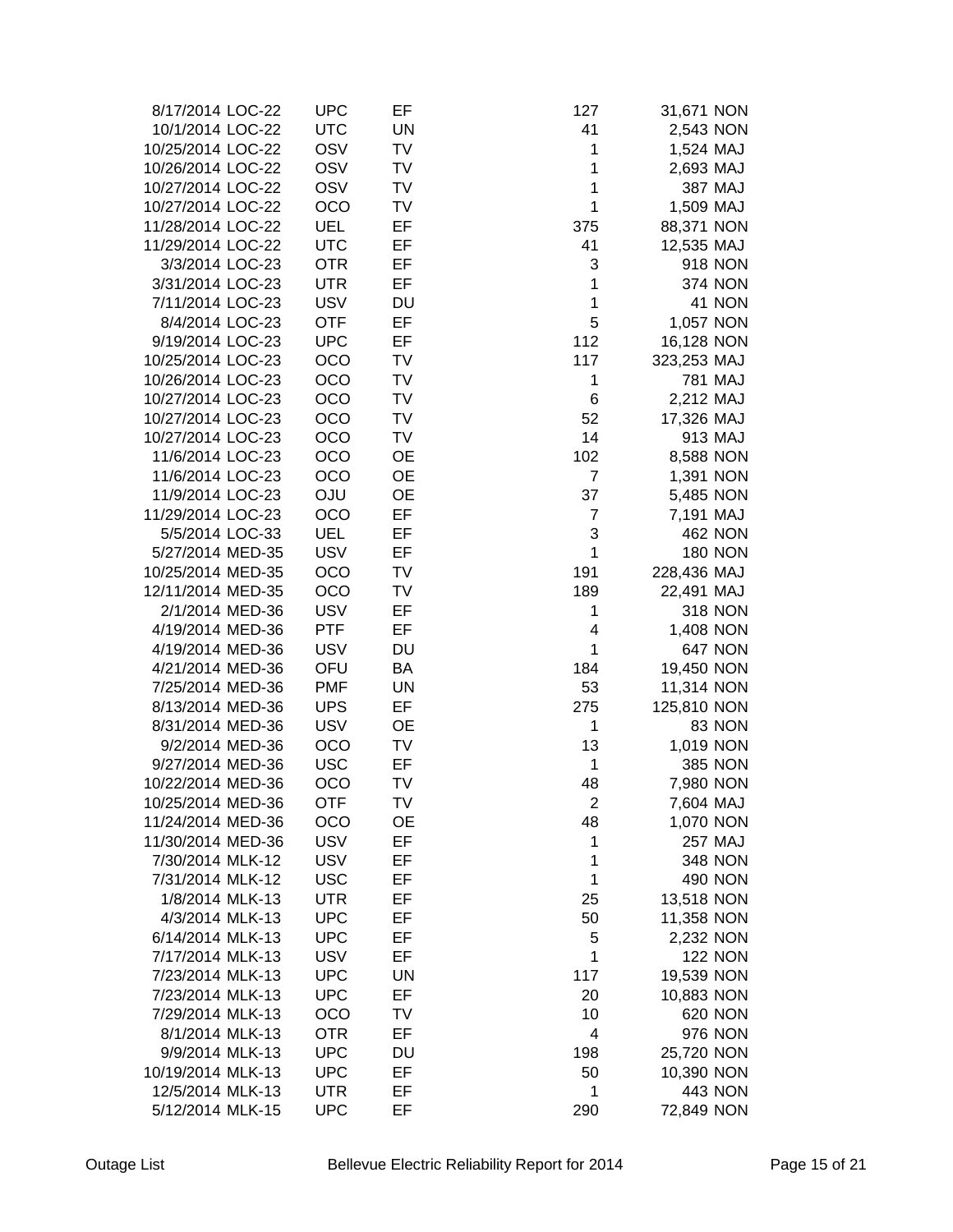| | | | | | | |
|---|---|---|---|---|---|---|
| 8/17/2014 | LOC-22 | UPC | EF | 127 | 31,671 | NON |
| 10/1/2014 | LOC-22 | UTC | UN | 41 | 2,543 | NON |
| 10/25/2014 | LOC-22 | OSV | TV | 1 | 1,524 | MAJ |
| 10/26/2014 | LOC-22 | OSV | TV | 1 | 2,693 | MAJ |
| 10/27/2014 | LOC-22 | OSV | TV | 1 | 387 | MAJ |
| 10/27/2014 | LOC-22 | OCO | TV | 1 | 1,509 | MAJ |
| 11/28/2014 | LOC-22 | UEL | EF | 375 | 88,371 | NON |
| 11/29/2014 | LOC-22 | UTC | EF | 41 | 12,535 | MAJ |
| 3/3/2014 | LOC-23 | OTR | EF | 3 | 918 | NON |
| 3/31/2014 | LOC-23 | UTR | EF | 1 | 374 | NON |
| 7/11/2014 | LOC-23 | USV | DU | 1 | 41 | NON |
| 8/4/2014 | LOC-23 | OTF | EF | 5 | 1,057 | NON |
| 9/19/2014 | LOC-23 | UPC | EF | 112 | 16,128 | NON |
| 10/25/2014 | LOC-23 | OCO | TV | 117 | 323,253 | MAJ |
| 10/26/2014 | LOC-23 | OCO | TV | 1 | 781 | MAJ |
| 10/27/2014 | LOC-23 | OCO | TV | 6 | 2,212 | MAJ |
| 10/27/2014 | LOC-23 | OCO | TV | 52 | 17,326 | MAJ |
| 10/27/2014 | LOC-23 | OCO | TV | 14 | 913 | MAJ |
| 11/6/2014 | LOC-23 | OCO | OE | 102 | 8,588 | NON |
| 11/6/2014 | LOC-23 | OCO | OE | 7 | 1,391 | NON |
| 11/9/2014 | LOC-23 | OJU | OE | 37 | 5,485 | NON |
| 11/29/2014 | LOC-23 | OCO | EF | 7 | 7,191 | MAJ |
| 5/5/2014 | LOC-33 | UEL | EF | 3 | 462 | NON |
| 5/27/2014 | MED-35 | USV | EF | 1 | 180 | NON |
| 10/25/2014 | MED-35 | OCO | TV | 191 | 228,436 | MAJ |
| 12/11/2014 | MED-35 | OCO | TV | 189 | 22,491 | MAJ |
| 2/1/2014 | MED-36 | USV | EF | 1 | 318 | NON |
| 4/19/2014 | MED-36 | PTF | EF | 4 | 1,408 | NON |
| 4/19/2014 | MED-36 | USV | DU | 1 | 647 | NON |
| 4/21/2014 | MED-36 | OFU | BA | 184 | 19,450 | NON |
| 7/25/2014 | MED-36 | PMF | UN | 53 | 11,314 | NON |
| 8/13/2014 | MED-36 | UPS | EF | 275 | 125,810 | NON |
| 8/31/2014 | MED-36 | USV | OE | 1 | 83 | NON |
| 9/2/2014 | MED-36 | OCO | TV | 13 | 1,019 | NON |
| 9/27/2014 | MED-36 | USC | EF | 1 | 385 | NON |
| 10/22/2014 | MED-36 | OCO | TV | 48 | 7,980 | NON |
| 10/25/2014 | MED-36 | OTF | TV | 2 | 7,604 | MAJ |
| 11/24/2014 | MED-36 | OCO | OE | 48 | 1,070 | NON |
| 11/30/2014 | MED-36 | USV | EF | 1 | 257 | MAJ |
| 7/30/2014 | MLK-12 | USV | EF | 1 | 348 | NON |
| 7/31/2014 | MLK-12 | USC | EF | 1 | 490 | NON |
| 1/8/2014 | MLK-13 | UTR | EF | 25 | 13,518 | NON |
| 4/3/2014 | MLK-13 | UPC | EF | 50 | 11,358 | NON |
| 6/14/2014 | MLK-13 | UPC | EF | 5 | 2,232 | NON |
| 7/17/2014 | MLK-13 | USV | EF | 1 | 122 | NON |
| 7/23/2014 | MLK-13 | UPC | UN | 117 | 19,539 | NON |
| 7/23/2014 | MLK-13 | UPC | EF | 20 | 10,883 | NON |
| 7/29/2014 | MLK-13 | OCO | TV | 10 | 620 | NON |
| 8/1/2014 | MLK-13 | OTR | EF | 4 | 976 | NON |
| 9/9/2014 | MLK-13 | UPC | DU | 198 | 25,720 | NON |
| 10/19/2014 | MLK-13 | UPC | EF | 50 | 10,390 | NON |
| 12/5/2014 | MLK-13 | UTR | EF | 1 | 443 | NON |
| 5/12/2014 | MLK-15 | UPC | EF | 290 | 72,849 | NON |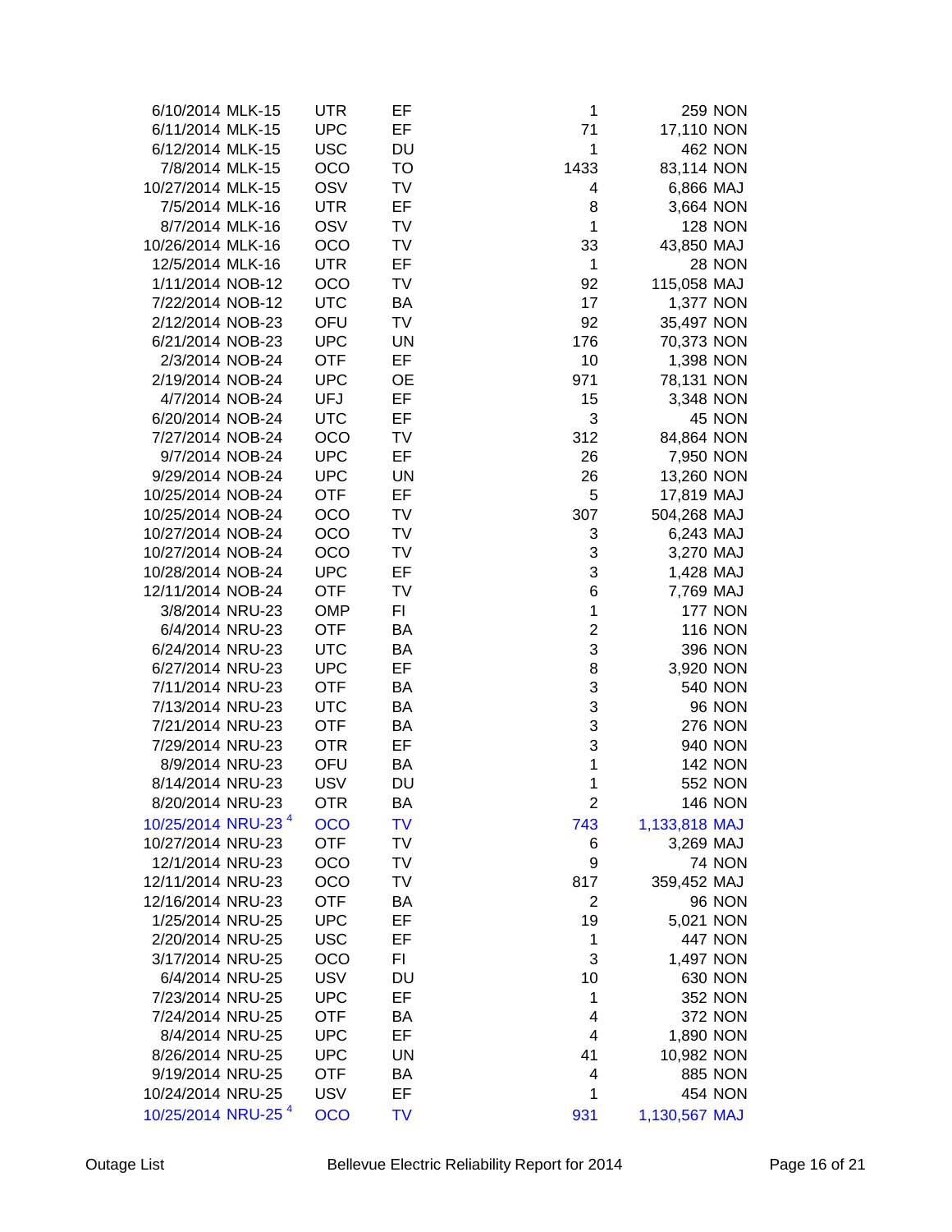| | | | | | | |
|---|---|---|---|---|---|---|
| 6/10/2014 | MLK-15 | UTR | EF | 1 | 259 | NON |
| 6/11/2014 | MLK-15 | UPC | EF | 71 | 17,110 | NON |
| 6/12/2014 | MLK-15 | USC | DU | 1 | 462 | NON |
| 7/8/2014 | MLK-15 | OCO | TO | 1433 | 83,114 | NON |
| 10/27/2014 | MLK-15 | OSV | TV | 4 | 6,866 | MAJ |
| 7/5/2014 | MLK-16 | UTR | EF | 8 | 3,664 | NON |
| 8/7/2014 | MLK-16 | OSV | TV | 1 | 128 | NON |
| 10/26/2014 | MLK-16 | OCO | TV | 33 | 43,850 | MAJ |
| 12/5/2014 | MLK-16 | UTR | EF | 1 | 28 | NON |
| 1/11/2014 | NOB-12 | OCO | TV | 92 | 115,058 | MAJ |
| 7/22/2014 | NOB-12 | UTC | BA | 17 | 1,377 | NON |
| 2/12/2014 | NOB-23 | OFU | TV | 92 | 35,497 | NON |
| 6/21/2014 | NOB-23 | UPC | UN | 176 | 70,373 | NON |
| 2/3/2014 | NOB-24 | OTF | EF | 10 | 1,398 | NON |
| 2/19/2014 | NOB-24 | UPC | OE | 971 | 78,131 | NON |
| 4/7/2014 | NOB-24 | UFJ | EF | 15 | 3,348 | NON |
| 6/20/2014 | NOB-24 | UTC | EF | 3 | 45 | NON |
| 7/27/2014 | NOB-24 | OCO | TV | 312 | 84,864 | NON |
| 9/7/2014 | NOB-24 | UPC | EF | 26 | 7,950 | NON |
| 9/29/2014 | NOB-24 | UPC | UN | 26 | 13,260 | NON |
| 10/25/2014 | NOB-24 | OTF | EF | 5 | 17,819 | MAJ |
| 10/25/2014 | NOB-24 | OCO | TV | 307 | 504,268 | MAJ |
| 10/27/2014 | NOB-24 | OCO | TV | 3 | 6,243 | MAJ |
| 10/27/2014 | NOB-24 | OCO | TV | 3 | 3,270 | MAJ |
| 10/28/2014 | NOB-24 | UPC | EF | 3 | 1,428 | MAJ |
| 12/11/2014 | NOB-24 | OTF | TV | 6 | 7,769 | MAJ |
| 3/8/2014 | NRU-23 | OMP | FI | 1 | 177 | NON |
| 6/4/2014 | NRU-23 | OTF | BA | 2 | 116 | NON |
| 6/24/2014 | NRU-23 | UTC | BA | 3 | 396 | NON |
| 6/27/2014 | NRU-23 | UPC | EF | 8 | 3,920 | NON |
| 7/11/2014 | NRU-23 | OTF | BA | 3 | 540 | NON |
| 7/13/2014 | NRU-23 | UTC | BA | 3 | 96 | NON |
| 7/21/2014 | NRU-23 | OTF | BA | 3 | 276 | NON |
| 7/29/2014 | NRU-23 | OTR | EF | 3 | 940 | NON |
| 8/9/2014 | NRU-23 | OFU | BA | 1 | 142 | NON |
| 8/14/2014 | NRU-23 | USV | DU | 1 | 552 | NON |
| 8/20/2014 | NRU-23 | OTR | BA | 2 | 146 | NON |
| 10/25/2014 | NRU-23 [4] | OCO | TV | 743 | 1,133,818 | MAJ |
| 10/27/2014 | NRU-23 | OTF | TV | 6 | 3,269 | MAJ |
| 12/1/2014 | NRU-23 | OCO | TV | 9 | 74 | NON |
| 12/11/2014 | NRU-23 | OCO | TV | 817 | 359,452 | MAJ |
| 12/16/2014 | NRU-23 | OTF | BA | 2 | 96 | NON |
| 1/25/2014 | NRU-25 | UPC | EF | 19 | 5,021 | NON |
| 2/20/2014 | NRU-25 | USC | EF | 1 | 447 | NON |
| 3/17/2014 | NRU-25 | OCO | FI | 3 | 1,497 | NON |
| 6/4/2014 | NRU-25 | USV | DU | 10 | 630 | NON |
| 7/23/2014 | NRU-25 | UPC | EF | 1 | 352 | NON |
| 7/24/2014 | NRU-25 | OTF | BA | 4 | 372 | NON |
| 8/4/2014 | NRU-25 | UPC | EF | 4 | 1,890 | NON |
| 8/26/2014 | NRU-25 | UPC | UN | 41 | 10,982 | NON |
| 9/19/2014 | NRU-25 | OTF | BA | 4 | 885 | NON |
| 10/24/2014 | NRU-25 | USV | EF | 1 | 454 | NON |
| 10/25/2014 | NRU-25 [4] | OCO | TV | 931 | 1,130,567 | MAJ |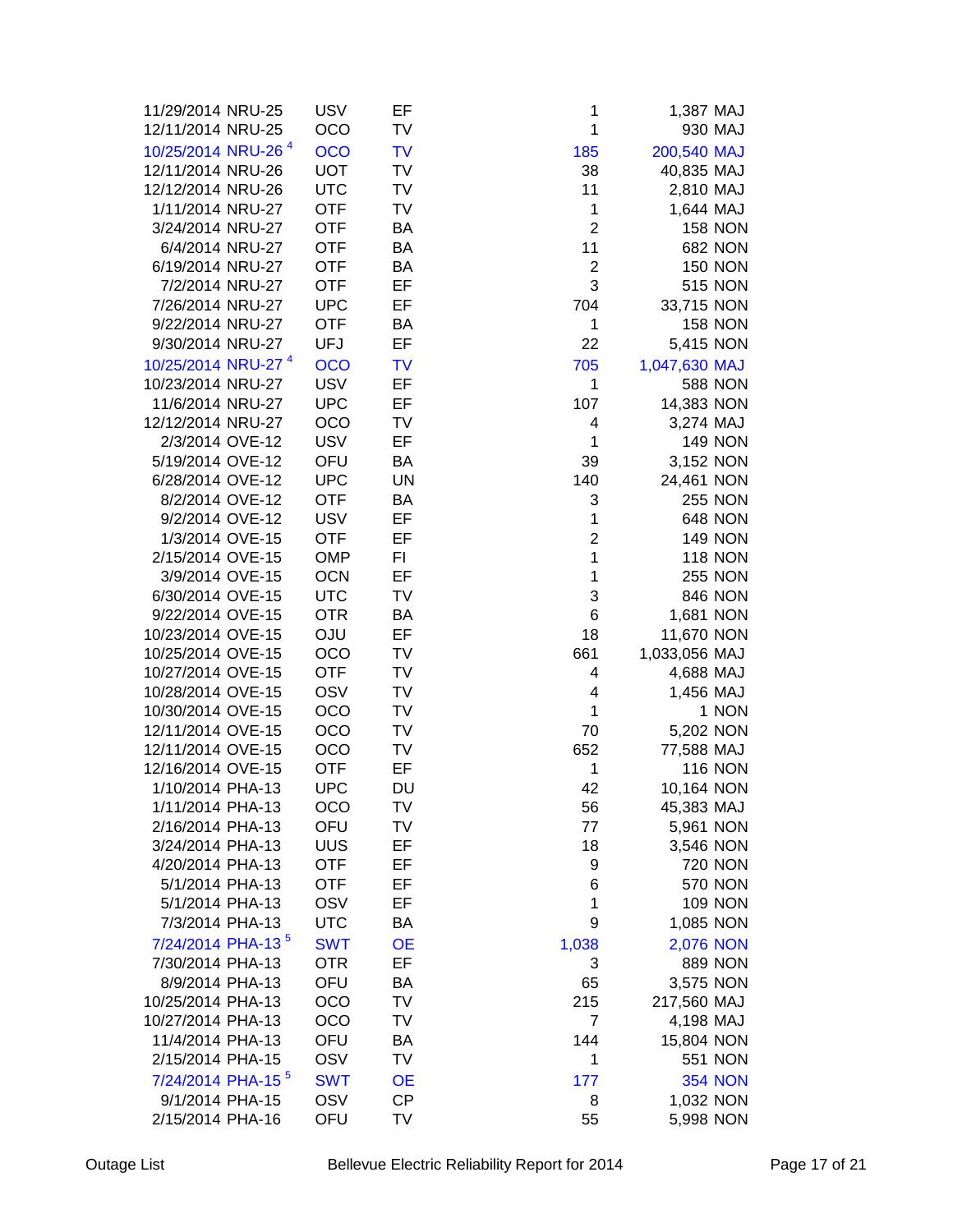| | | | | | | |
|---|---|---|---|---|---|---|
| 11/29/2014 | NRU-25 | USV | EF | 1 | 1,387 | MAJ |
| 12/11/2014 | NRU-25 | OCO | TV | 1 | 930 | MAJ |
| 10/25/2014 | NRU-26 [4] | OCO | TV | 185 | 200,540 | MAJ |
| 12/11/2014 | NRU-26 | UOT | TV | 38 | 40,835 | MAJ |
| 12/12/2014 | NRU-26 | UTC | TV | 11 | 2,810 | MAJ |
| 1/11/2014 | NRU-27 | OTF | TV | 1 | 1,644 | MAJ |
| 3/24/2014 | NRU-27 | OTF | BA | 2 | 158 | NON |
| 6/4/2014 | NRU-27 | OTF | BA | 11 | 682 | NON |
| 6/19/2014 | NRU-27 | OTF | BA | 2 | 150 | NON |
| 7/2/2014 | NRU-27 | OTF | EF | 3 | 515 | NON |
| 7/26/2014 | NRU-27 | UPC | EF | 704 | 33,715 | NON |
| 9/22/2014 | NRU-27 | OTF | BA | 1 | 158 | NON |
| 9/30/2014 | NRU-27 | UFJ | EF | 22 | 5,415 | NON |
| 10/25/2014 | NRU-27 [4] | OCO | TV | 705 | 1,047,630 | MAJ |
| 10/23/2014 | NRU-27 | USV | EF | 1 | 588 | NON |
| 11/6/2014 | NRU-27 | UPC | EF | 107 | 14,383 | NON |
| 12/12/2014 | NRU-27 | OCO | TV | 4 | 3,274 | MAJ |
| 2/3/2014 | OVE-12 | USV | EF | 1 | 149 | NON |
| 5/19/2014 | OVE-12 | OFU | BA | 39 | 3,152 | NON |
| 6/28/2014 | OVE-12 | UPC | UN | 140 | 24,461 | NON |
| 8/2/2014 | OVE-12 | OTF | BA | 3 | 255 | NON |
| 9/2/2014 | OVE-12 | USV | EF | 1 | 648 | NON |
| 1/3/2014 | OVE-15 | OTF | EF | 2 | 149 | NON |
| 2/15/2014 | OVE-15 | OMP | FI | 1 | 118 | NON |
| 3/9/2014 | OVE-15 | OCN | EF | 1 | 255 | NON |
| 6/30/2014 | OVE-15 | UTC | TV | 3 | 846 | NON |
| 9/22/2014 | OVE-15 | OTR | BA | 6 | 1,681 | NON |
| 10/23/2014 | OVE-15 | OJU | EF | 18 | 11,670 | NON |
| 10/25/2014 | OVE-15 | OCO | TV | 661 | 1,033,056 | MAJ |
| 10/27/2014 | OVE-15 | OTF | TV | 4 | 4,688 | MAJ |
| 10/28/2014 | OVE-15 | OSV | TV | 4 | 1,456 | MAJ |
| 10/30/2014 | OVE-15 | OCO | TV | 1 | 1 | NON |
| 12/11/2014 | OVE-15 | OCO | TV | 70 | 5,202 | NON |
| 12/11/2014 | OVE-15 | OCO | TV | 652 | 77,588 | MAJ |
| 12/16/2014 | OVE-15 | OTF | EF | 1 | 116 | NON |
| 1/10/2014 | PHA-13 | UPC | DU | 42 | 10,164 | NON |
| 1/11/2014 | PHA-13 | OCO | TV | 56 | 45,383 | MAJ |
| 2/16/2014 | PHA-13 | OFU | TV | 77 | 5,961 | NON |
| 3/24/2014 | PHA-13 | UUS | EF | 18 | 3,546 | NON |
| 4/20/2014 | PHA-13 | OTF | EF | 9 | 720 | NON |
| 5/1/2014 | PHA-13 | OTF | EF | 6 | 570 | NON |
| 5/1/2014 | PHA-13 | OSV | EF | 1 | 109 | NON |
| 7/3/2014 | PHA-13 | UTC | BA | 9 | 1,085 | NON |
| 7/24/2014 | PHA-13 [5] | SWT | OE | 1,038 | 2,076 | NON |
| 7/30/2014 | PHA-13 | OTR | EF | 3 | 889 | NON |
| 8/9/2014 | PHA-13 | OFU | BA | 65 | 3,575 | NON |
| 10/25/2014 | PHA-13 | OCO | TV | 215 | 217,560 | MAJ |
| 10/27/2014 | PHA-13 | OCO | TV | 7 | 4,198 | MAJ |
| 11/4/2014 | PHA-13 | OFU | BA | 144 | 15,804 | NON |
| 2/15/2014 | PHA-15 | OSV | TV | 1 | 551 | NON |
| 7/24/2014 | PHA-15 [5] | SWT | OE | 177 | 354 | NON |
| 9/1/2014 | PHA-15 | OSV | CP | 8 | 1,032 | NON |
| 2/15/2014 | PHA-16 | OFU | TV | 55 | 5,998 | NON |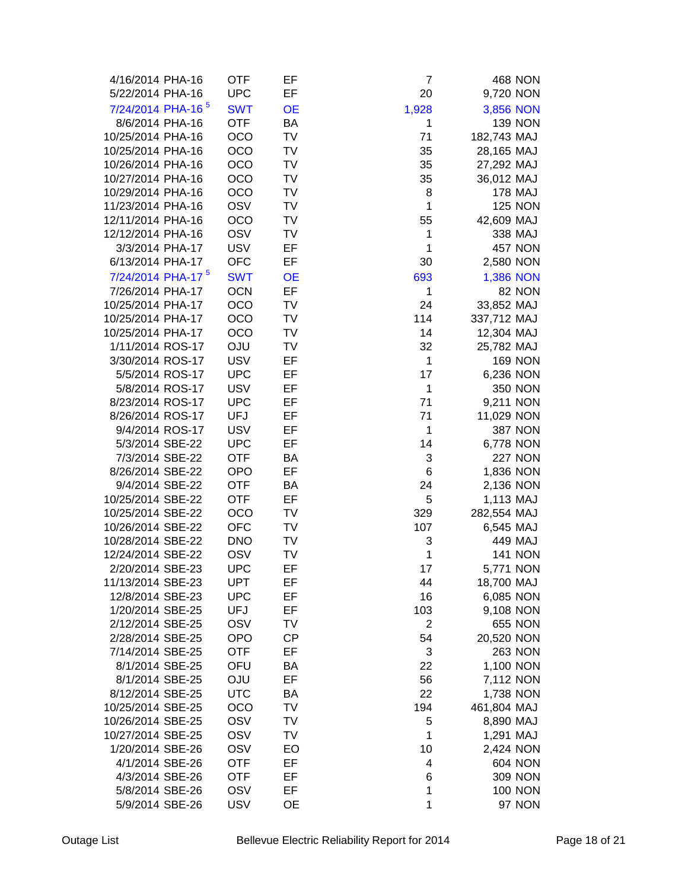| | | | | | | |
|---|---|---|---|---|---|---|
| 4/16/2014 | PHA-16 | OTF | EF | 7 | 468 | NON |
| 5/22/2014 | PHA-16 | UPC | EF | 20 | 9,720 | NON |
| 7/24/2014 | PHA-16 [5] | SWT | OE | 1,928 | 3,856 | NON |
| 8/6/2014 | PHA-16 | OTF | BA | 1 | 139 | NON |
| 10/25/2014 | PHA-16 | OCO | TV | 71 | 182,743 | MAJ |
| 10/25/2014 | PHA-16 | OCO | TV | 35 | 28,165 | MAJ |
| 10/26/2014 | PHA-16 | OCO | TV | 35 | 27,292 | MAJ |
| 10/27/2014 | PHA-16 | OCO | TV | 35 | 36,012 | MAJ |
| 10/29/2014 | PHA-16 | OCO | TV | 8 | 178 | MAJ |
| 11/23/2014 | PHA-16 | OSV | TV | 1 | 125 | NON |
| 12/11/2014 | PHA-16 | OCO | TV | 55 | 42,609 | MAJ |
| 12/12/2014 | PHA-16 | OSV | TV | 1 | 338 | MAJ |
| 3/3/2014 | PHA-17 | USV | EF | 1 | 457 | NON |
| 6/13/2014 | PHA-17 | OFC | EF | 30 | 2,580 | NON |
| 7/24/2014 | PHA-17 [5] | SWT | OE | 693 | 1,386 | NON |
| 7/26/2014 | PHA-17 | OCN | EF | 1 | 82 | NON |
| 10/25/2014 | PHA-17 | OCO | TV | 24 | 33,852 | MAJ |
| 10/25/2014 | PHA-17 | OCO | TV | 114 | 337,712 | MAJ |
| 10/25/2014 | PHA-17 | OCO | TV | 14 | 12,304 | MAJ |
| 1/11/2014 | ROS-17 | OJU | TV | 32 | 25,782 | MAJ |
| 3/30/2014 | ROS-17 | USV | EF | 1 | 169 | NON |
| 5/5/2014 | ROS-17 | UPC | EF | 17 | 6,236 | NON |
| 5/8/2014 | ROS-17 | USV | EF | 1 | 350 | NON |
| 8/23/2014 | ROS-17 | UPC | EF | 71 | 9,211 | NON |
| 8/26/2014 | ROS-17 | UFJ | EF | 71 | 11,029 | NON |
| 9/4/2014 | ROS-17 | USV | EF | 1 | 387 | NON |
| 5/3/2014 | SBE-22 | UPC | EF | 14 | 6,778 | NON |
| 7/3/2014 | SBE-22 | OTF | BA | 3 | 227 | NON |
| 8/26/2014 | SBE-22 | OPO | EF | 6 | 1,836 | NON |
| 9/4/2014 | SBE-22 | OTF | BA | 24 | 2,136 | NON |
| 10/25/2014 | SBE-22 | OTF | EF | 5 | 1,113 | MAJ |
| 10/25/2014 | SBE-22 | OCO | TV | 329 | 282,554 | MAJ |
| 10/26/2014 | SBE-22 | OFC | TV | 107 | 6,545 | MAJ |
| 10/28/2014 | SBE-22 | DNO | TV | 3 | 449 | MAJ |
| 12/24/2014 | SBE-22 | OSV | TV | 1 | 141 | NON |
| 2/20/2014 | SBE-23 | UPC | EF | 17 | 5,771 | NON |
| 11/13/2014 | SBE-23 | UPT | EF | 44 | 18,700 | MAJ |
| 12/8/2014 | SBE-23 | UPC | EF | 16 | 6,085 | NON |
| 1/20/2014 | SBE-25 | UFJ | EF | 103 | 9,108 | NON |
| 2/12/2014 | SBE-25 | OSV | TV | 2 | 655 | NON |
| 2/28/2014 | SBE-25 | OPO | CP | 54 | 20,520 | NON |
| 7/14/2014 | SBE-25 | OTF | EF | 3 | 263 | NON |
| 8/1/2014 | SBE-25 | OFU | BA | 22 | 1,100 | NON |
| 8/1/2014 | SBE-25 | OJU | EF | 56 | 7,112 | NON |
| 8/12/2014 | SBE-25 | UTC | BA | 22 | 1,738 | NON |
| 10/25/2014 | SBE-25 | OCO | TV | 194 | 461,804 | MAJ |
| 10/26/2014 | SBE-25 | OSV | TV | 5 | 8,890 | MAJ |
| 10/27/2014 | SBE-25 | OSV | TV | 1 | 1,291 | MAJ |
| 1/20/2014 | SBE-26 | OSV | EO | 10 | 2,424 | NON |
| 4/1/2014 | SBE-26 | OTF | EF | 4 | 604 | NON |
| 4/3/2014 | SBE-26 | OTF | EF | 6 | 309 | NON |
| 5/8/2014 | SBE-26 | OSV | EF | 1 | 100 | NON |
| 5/9/2014 | SBE-26 | USV | OE | 1 | 97 | NON |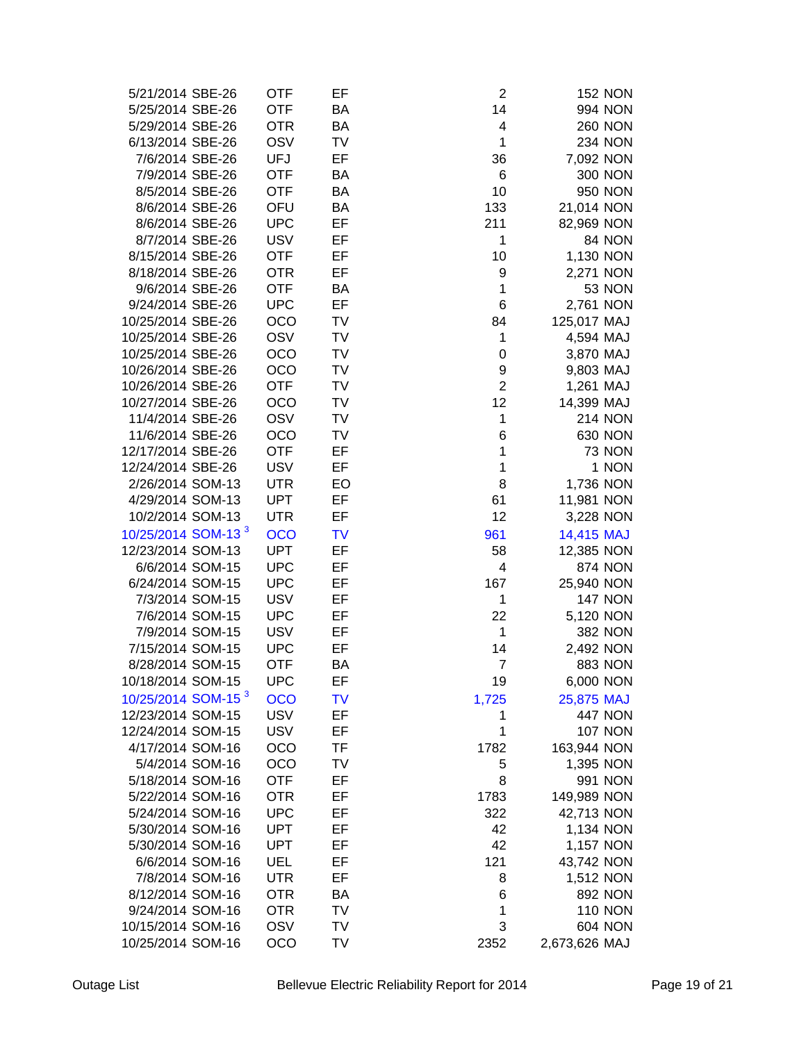| | | | | | | |
|---|---|---|---|---|---|---|
| 5/21/2014 | SBE-26 | OTF | EF | 2 | 152 | NON |
| 5/25/2014 | SBE-26 | OTF | BA | 14 | 994 | NON |
| 5/29/2014 | SBE-26 | OTR | BA | 4 | 260 | NON |
| 6/13/2014 | SBE-26 | OSV | TV | 1 | 234 | NON |
| 7/6/2014 | SBE-26 | UFJ | EF | 36 | 7,092 | NON |
| 7/9/2014 | SBE-26 | OTF | BA | 6 | 300 | NON |
| 8/5/2014 | SBE-26 | OTF | BA | 10 | 950 | NON |
| 8/6/2014 | SBE-26 | OFU | BA | 133 | 21,014 | NON |
| 8/6/2014 | SBE-26 | UPC | EF | 211 | 82,969 | NON |
| 8/7/2014 | SBE-26 | USV | EF | 1 | 84 | NON |
| 8/15/2014 | SBE-26 | OTF | EF | 10 | 1,130 | NON |
| 8/18/2014 | SBE-26 | OTR | EF | 9 | 2,271 | NON |
| 9/6/2014 | SBE-26 | OTF | BA | 1 | 53 | NON |
| 9/24/2014 | SBE-26 | UPC | EF | 6 | 2,761 | NON |
| 10/25/2014 | SBE-26 | OCO | TV | 84 | 125,017 | MAJ |
| 10/25/2014 | SBE-26 | OSV | TV | 1 | 4,594 | MAJ |
| 10/25/2014 | SBE-26 | OCO | TV | 0 | 3,870 | MAJ |
| 10/26/2014 | SBE-26 | OCO | TV | 9 | 9,803 | MAJ |
| 10/26/2014 | SBE-26 | OTF | TV | 2 | 1,261 | MAJ |
| 10/27/2014 | SBE-26 | OCO | TV | 12 | 14,399 | MAJ |
| 11/4/2014 | SBE-26 | OSV | TV | 1 | 214 | NON |
| 11/6/2014 | SBE-26 | OCO | TV | 6 | 630 | NON |
| 12/17/2014 | SBE-26 | OTF | EF | 1 | 73 | NON |
| 12/24/2014 | SBE-26 | USV | EF | 1 | 1 | NON |
| 2/26/2014 | SOM-13 | UTR | EO | 8 | 1,736 | NON |
| 4/29/2014 | SOM-13 | UPT | EF | 61 | 11,981 | NON |
| 10/2/2014 | SOM-13 | UTR | EF | 12 | 3,228 | NON |
| 10/25/2014 | SOM-13 [3] | OCO | TV | 961 | 14,415 | MAJ |
| 12/23/2014 | SOM-13 | UPT | EF | 58 | 12,385 | NON |
| 6/6/2014 | SOM-15 | UPC | EF | 4 | 874 | NON |
| 6/24/2014 | SOM-15 | UPC | EF | 167 | 25,940 | NON |
| 7/3/2014 | SOM-15 | USV | EF | 1 | 147 | NON |
| 7/6/2014 | SOM-15 | UPC | EF | 22 | 5,120 | NON |
| 7/9/2014 | SOM-15 | USV | EF | 1 | 382 | NON |
| 7/15/2014 | SOM-15 | UPC | EF | 14 | 2,492 | NON |
| 8/28/2014 | SOM-15 | OTF | BA | 7 | 883 | NON |
| 10/18/2014 | SOM-15 | UPC | EF | 19 | 6,000 | NON |
| 10/25/2014 | SOM-15 [3] | OCO | TV | 1,725 | 25,875 | MAJ |
| 12/23/2014 | SOM-15 | USV | EF | 1 | 447 | NON |
| 12/24/2014 | SOM-15 | USV | EF | 1 | 107 | NON |
| 4/17/2014 | SOM-16 | OCO | TF | 1782 | 163,944 | NON |
| 5/4/2014 | SOM-16 | OCO | TV | 5 | 1,395 | NON |
| 5/18/2014 | SOM-16 | OTF | EF | 8 | 991 | NON |
| 5/22/2014 | SOM-16 | OTR | EF | 1783 | 149,989 | NON |
| 5/24/2014 | SOM-16 | UPC | EF | 322 | 42,713 | NON |
| 5/30/2014 | SOM-16 | UPT | EF | 42 | 1,134 | NON |
| 5/30/2014 | SOM-16 | UPT | EF | 42 | 1,157 | NON |
| 6/6/2014 | SOM-16 | UEL | EF | 121 | 43,742 | NON |
| 7/8/2014 | SOM-16 | UTR | EF | 8 | 1,512 | NON |
| 8/12/2014 | SOM-16 | OTR | BA | 6 | 892 | NON |
| 9/24/2014 | SOM-16 | OTR | TV | 1 | 110 | NON |
| 10/15/2014 | SOM-16 | OSV | TV | 3 | 604 | NON |
| 10/25/2014 | SOM-16 | OCO | TV | 2352 | 2,673,626 | MAJ |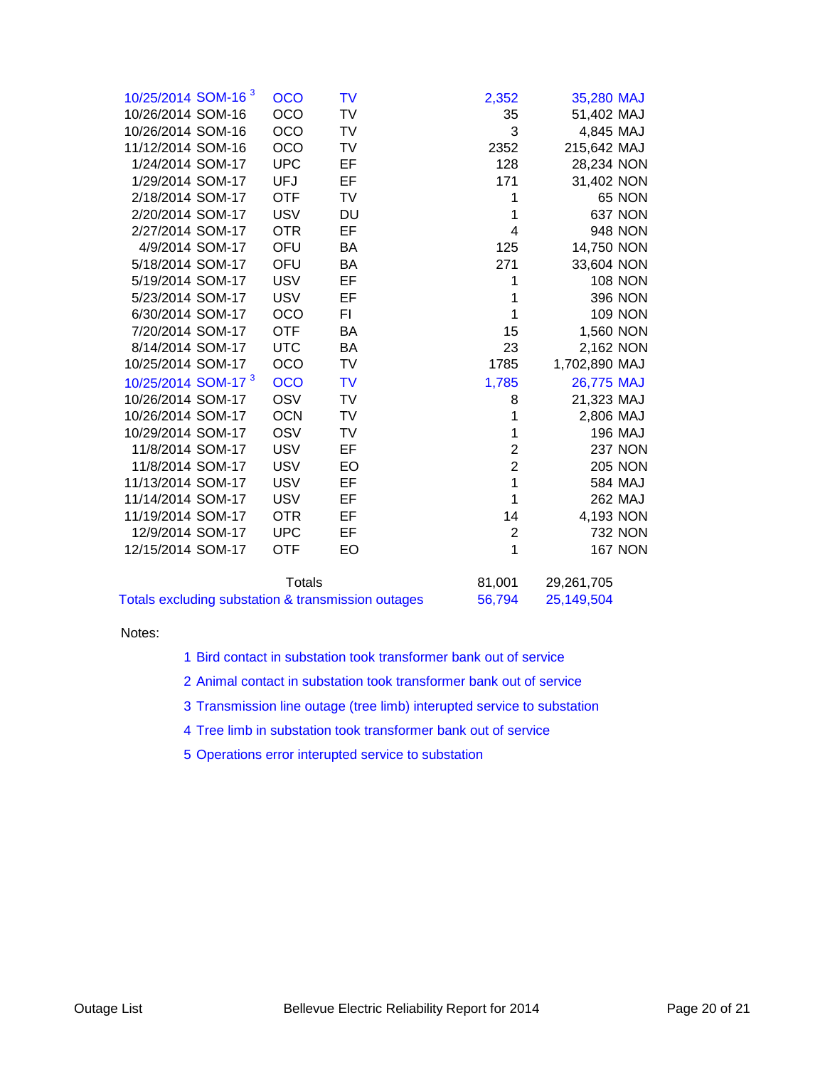| Date | Circuit | Cause | Code | Customers | Customer Minutes | Type |
|---|---|---|---|---|---|---|
| 10/25/2014 | SOM-16 [3] | OCO | TV | 2,352 | 35,280 | MAJ |
| 10/26/2014 | SOM-16 | OCO | TV | 35 | 51,402 | MAJ |
| 10/26/2014 | SOM-16 | OCO | TV | 3 | 4,845 | MAJ |
| 11/12/2014 | SOM-16 | OCO | TV | 2352 | 215,642 | MAJ |
| 1/24/2014 | SOM-17 | UPC | EF | 128 | 28,234 | NON |
| 1/29/2014 | SOM-17 | UFJ | EF | 171 | 31,402 | NON |
| 2/18/2014 | SOM-17 | OTF | TV | 1 | 65 | NON |
| 2/20/2014 | SOM-17 | USV | DU | 1 | 637 | NON |
| 2/27/2014 | SOM-17 | OTR | EF | 4 | 948 | NON |
| 4/9/2014 | SOM-17 | OFU | BA | 125 | 14,750 | NON |
| 5/18/2014 | SOM-17 | OFU | BA | 271 | 33,604 | NON |
| 5/19/2014 | SOM-17 | USV | EF | 1 | 108 | NON |
| 5/23/2014 | SOM-17 | USV | EF | 1 | 396 | NON |
| 6/30/2014 | SOM-17 | OCO | FI | 1 | 109 | NON |
| 7/20/2014 | SOM-17 | OTF | BA | 15 | 1,560 | NON |
| 8/14/2014 | SOM-17 | UTC | BA | 23 | 2,162 | NON |
| 10/25/2014 | SOM-17 | OCO | TV | 1785 | 1,702,890 | MAJ |
| 10/25/2014 | SOM-17 [3] | OCO | TV | 1,785 | 26,775 | MAJ |
| 10/26/2014 | SOM-17 | OSV | TV | 8 | 21,323 | MAJ |
| 10/26/2014 | SOM-17 | OCN | TV | 1 | 2,806 | MAJ |
| 10/29/2014 | SOM-17 | OSV | TV | 1 | 196 | MAJ |
| 11/8/2014 | SOM-17 | USV | EF | 2 | 237 | NON |
| 11/8/2014 | SOM-17 | USV | EO | 2 | 205 | NON |
| 11/13/2014 | SOM-17 | USV | EF | 1 | 584 | MAJ |
| 11/14/2014 | SOM-17 | USV | EF | 1 | 262 | MAJ |
| 11/19/2014 | SOM-17 | OTR | EF | 14 | 4,193 | NON |
| 12/9/2014 | SOM-17 | UPC | EF | 2 | 732 | NON |
| 12/15/2014 | SOM-17 | OTF | EO | 1 | 167 | NON |
| | | Totals | | 81,001 | 29,261,705 | |
| Totals excluding substation & transmission outages | | | | 56,794 | 25,149,504 | |

Notes:

1. Bird contact in substation took transformer bank out of service
2. Animal contact in substation took transformer bank out of service
3. Transmission line outage (tree limb) interupted service to substation
4. Tree limb in substation took transformer bank out of service
5. Operations error interupted service to substation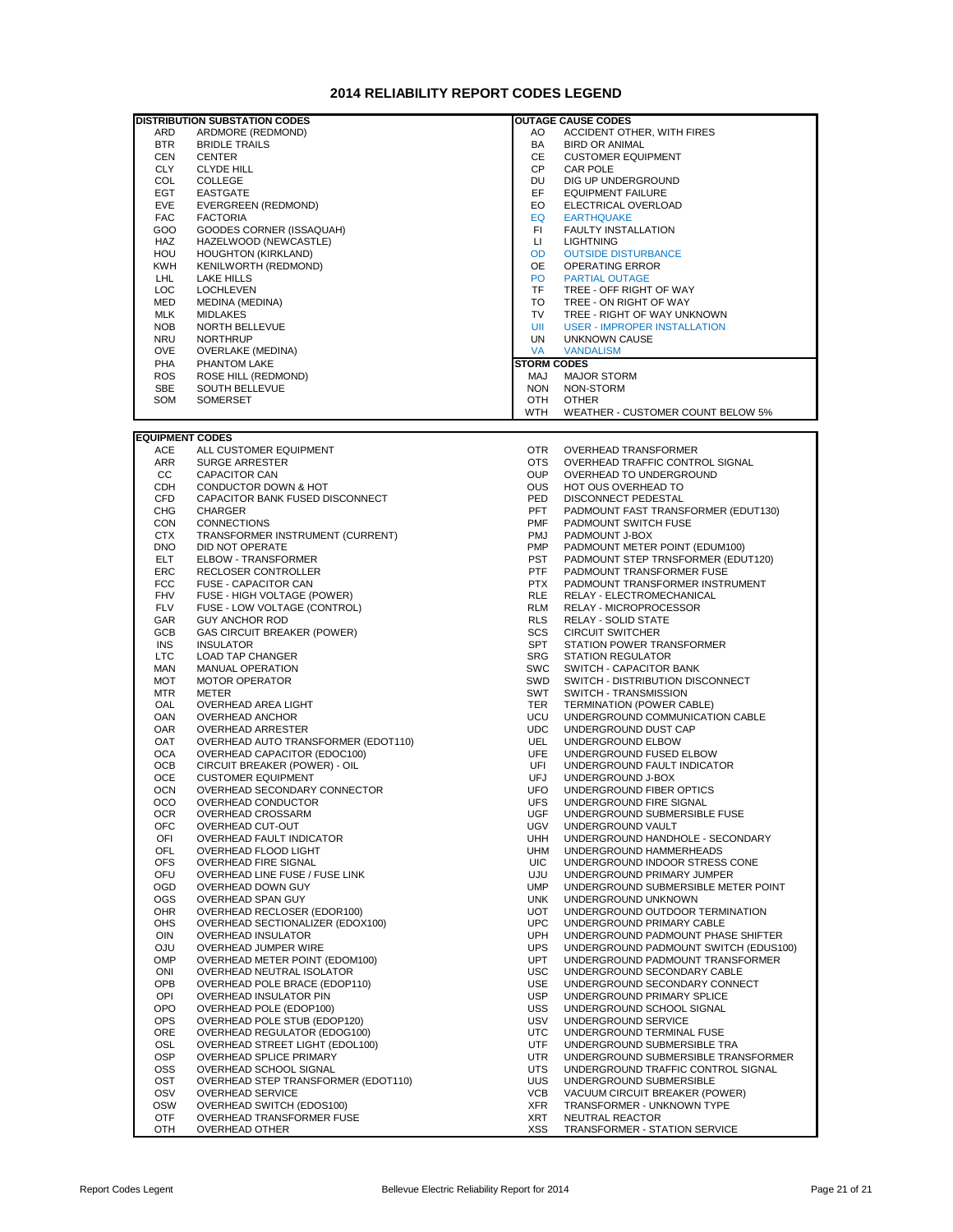# 2014 RELIABILITY REPORT CODES LEGEND

| DISTRIBUTION SUBSTATION CODES | | OUTAGE CAUSE CODES | |
|---|---|---|---|
| ARD | ARDMORE (REDMOND) | AO | ACCIDENT OTHER, WITH FIRES |
| BTR | BRIDLE TRAILS | BA | BIRD OR ANIMAL |
| CEN | CENTER | CE | CUSTOMER EQUIPMENT |
| CLY | CLYDE HILL | CP | CAR POLE |
| COL | COLLEGE | DU | DIG UP UNDERGROUND |
| EGT | EASTGATE | EF | EQUIPMENT FAILURE |
| EVE | EVERGREEN (REDMOND) | EO | ELECTRICAL OVERLOAD |
| FAC | FACTORIA | EQ | EARTHQUAKE |
| GOO | GOODES CORNER (ISSAQUAH) | FI | FAULTY INSTALLATION |
| HAZ | HAZELWOOD (NEWCASTLE) | LI | LIGHTNING |
| HOU | HOUGHTON (KIRKLAND) | OD | OUTSIDE DISTURBANCE |
| KWH | KENILWORTH (REDMOND) | OE | OPERATING ERROR |
| LHL | LAKE HILLS | PO | PARTIAL OUTAGE |
| LOC | LOCHLEVEN | TF | TREE - OFF RIGHT OF WAY |
| MED | MEDINA (MEDINA) | TO | TREE - ON RIGHT OF WAY |
| MLK | MIDLAKES | TV | TREE - RIGHT OF WAY UNKNOWN |
| NOB | NORTH BELLEVUE | UII | USER - IMPROPER INSTALLATION |
| NRU | NORTHRUP | UN | UNKNOWN CAUSE |
| OVE | OVERLAKE (MEDINA) | VA | VANDALISM |
| PHA | PHANTOM LAKE | **STORM CODES** | |
| ROS | ROSE HILL (REDMOND) | MAJ | MAJOR STORM |
| SBE | SOUTH BELLEVUE | NON | NON-STORM |
| SOM | SOMERSET | OTH | OTHER |
| | | WTH | WEATHER - CUSTOMER COUNT BELOW 5% |

| EQUIPMENT CODES | | | |
|---|---|---|---|
| ACE | ALL CUSTOMER EQUIPMENT | OTR | OVERHEAD TRANSFORMER |
| ARR | SURGE ARRESTER | OTS | OVERHEAD TRAFFIC CONTROL SIGNAL |
| CC | CAPACITOR CAN | OUP | OVERHEAD TO UNDERGROUND |
| CDH | CONDUCTOR DOWN & HOT | OUS | HOT OUS OVERHEAD TO |
| CFD | CAPACITOR BANK FUSED DISCONNECT | PED | DISCONNECT PEDESTAL |
| CHG | CHARGER | PFT | PADMOUNT FAST TRANSFORMER (EDUT130) |
| CON | CONNECTIONS | PMF | PADMOUNT SWITCH FUSE |
| CTX | TRANSFORMER INSTRUMENT (CURRENT) | PMJ | PADMOUNT J-BOX |
| DNO | DID NOT OPERATE | PMP | PADMOUNT METER POINT (EDUM100) |
| ELT | ELBOW - TRANSFORMER | PST | PADMOUNT STEP TRNSFORMER (EDUT120) |
| ERC | RECLOSER CONTROLLER | PTF | PADMOUNT TRANSFORMER FUSE |
| FCC | FUSE - CAPACITOR CAN | PTX | PADMOUNT TRANSFORMER INSTRUMENT |
| FHV | FUSE - HIGH VOLTAGE (POWER) | RLE | RELAY - ELECTROMECHANICAL |
| FLV | FUSE - LOW VOLTAGE (CONTROL) | RLM | RELAY - MICROPROCESSOR |
| GAR | GUY ANCHOR ROD | RLS | RELAY - SOLID STATE |
| GCB | GAS CIRCUIT BREAKER (POWER) | SCS | CIRCUIT SWITCHER |
| INS | INSULATOR | SPT | STATION POWER TRANSFORMER |
| LTC | LOAD TAP CHANGER | SRG | STATION REGULATOR |
| MAN | MANUAL OPERATION | SWC | SWITCH - CAPACITOR BANK |
| MOT | MOTOR OPERATOR | SWD | SWITCH - DISTRIBUTION DISCONNECT |
| MTR | METER | SWT | SWITCH - TRANSMISSION |
| OAL | OVERHEAD AREA LIGHT | TER | TERMINATION (POWER CABLE) |
| OAN | OVERHEAD ANCHOR | UCU | UNDERGROUND COMMUNICATION CABLE |
| OAR | OVERHEAD ARRESTER | UDC | UNDERGROUND DUST CAP |
| OAT | OVERHEAD AUTO TRANSFORMER (EDOT110) | UEL | UNDERGROUND ELBOW |
| OCA | OVERHEAD CAPACITOR (EDOC100) | UFE | UNDERGROUND FUSED ELBOW |
| OCB | CIRCUIT BREAKER (POWER) - OIL | UFI | UNDERGROUND FAULT INDICATOR |
| OCE | CUSTOMER EQUIPMENT | UFJ | UNDERGROUND J-BOX |
| OCN | OVERHEAD SECONDARY CONNECTOR | UFO | UNDERGROUND FIBER OPTICS |
| OCO | OVERHEAD CONDUCTOR | UFS | UNDERGROUND FIRE SIGNAL |
| OCR | OVERHEAD CROSSARM | UGF | UNDERGROUND SUBMERSIBLE FUSE |
| OFC | OVERHEAD CUT-OUT | UGV | UNDERGROUND VAULT |
| OFI | OVERHEAD FAULT INDICATOR | UHH | UNDERGROUND HANDHOLE - SECONDARY |
| OFL | OVERHEAD FLOOD LIGHT | UHM | UNDERGROUND HAMMERHEADS |
| OFS | OVERHEAD FIRE SIGNAL | UIC | UNDERGROUND INDOOR STRESS CONE |
| OFU | OVERHEAD LINE FUSE / FUSE LINK | UJU | UNDERGROUND PRIMARY JUMPER |
| OGD | OVERHEAD DOWN GUY | UMP | UNDERGROUND SUBMERSIBLE METER POINT |
| OGS | OVERHEAD SPAN GUY | UNK | UNDERGROUND UNKNOWN |
| OHR | OVERHEAD RECLOSER (EDOR100) | UOT | UNDERGROUND OUTDOOR TERMINATION |
| OHS | OVERHEAD SECTIONALIZER (EDOX100) | UPC | UNDERGROUND PRIMARY CABLE |
| OIN | OVERHEAD INSULATOR | UPH | UNDERGROUND PADMOUNT PHASE SHIFTER |
| OJU | OVERHEAD JUMPER WIRE | UPS | UNDERGROUND PADMOUNT SWITCH (EDUS100) |
| OMP | OVERHEAD METER POINT (EDOM100) | UPT | UNDERGROUND PADMOUNT TRANSFORMER |
| ONI | OVERHEAD NEUTRAL ISOLATOR | USC | UNDERGROUND SECONDARY CABLE |
| OPB | OVERHEAD POLE BRACE (EDOP110) | USE | UNDERGROUND SECONDARY CONNECT |
| OPI | OVERHEAD INSULATOR PIN | USP | UNDERGROUND PRIMARY SPLICE |
| OPO | OVERHEAD POLE (EDOP100) | USS | UNDERGROUND SCHOOL SIGNAL |
| OPS | OVERHEAD POLE STUB (EDOP120) | USV | UNDERGROUND SERVICE |
| ORE | OVERHEAD REGULATOR (EDOG100) | UTC | UNDERGROUND TERMINAL FUSE |
| OSL | OVERHEAD STREET LIGHT (EDOL100) | UTF | UNDERGROUND SUBMERSIBLE TRA |
| OSP | OVERHEAD SPLICE PRIMARY | UTR | UNDERGROUND SUBMERSIBLE TRANSFORMER |
| OSS | OVERHEAD SCHOOL SIGNAL | UTS | UNDERGROUND TRAFFIC CONTROL SIGNAL |
| OST | OVERHEAD STEP TRANSFORMER (EDOT110) | UUS | UNDERGROUND SUBMERSIBLE |
| OSV | OVERHEAD SERVICE | VCB | VACUUM CIRCUIT BREAKER (POWER) |
| OSW | OVERHEAD SWITCH (EDOS100) | XFR | TRANSFORMER - UNKNOWN TYPE |
| OTF | OVERHEAD TRANSFORMER FUSE | XRT | NEUTRAL REACTOR |
| OTH | OVERHEAD OTHER | XSS | TRANSFORMER - STATION SERVICE |